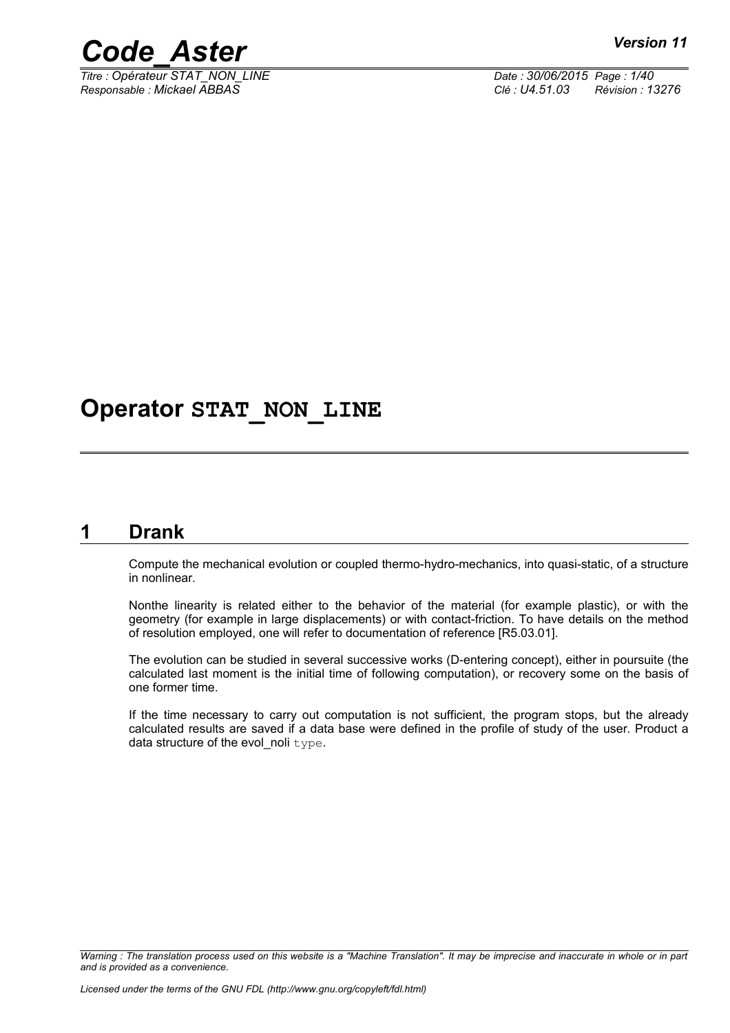# Operator STAT_NON_LINE

## 1 Drank

Compute the mechanical evolution or coupled thermo-hydro-mechanics, into quasi-static, of a structure in nonlinear.

Nonthe linearity is related either to the behavior of the material (for example plastic), or with the geometry (for example in large displacements) or with contact-friction. To have details on the method of resolution employed, one will refer to documentation of reference [R5.03.01].

The evolution can be studied in several successive works (D-entering concept), either in poursuite (the calculated last moment is the initial time of following computation), or recovery some on the basis of one former time.

If the time necessary to carry out computation is not sufficient, the program stops, but the already calculated results are saved if a data base were defined in the profile of study of the user. Product a data structure of the evol_noli `type`.

*Warning : The translation process used on this website is a "Machine Translation". It may be imprecise and inaccurate in whole or in part and is provided as a convenience.*

*Licensed under the terms of the GNU FDL (http://www.gnu.org/copyleft/fdl.html)*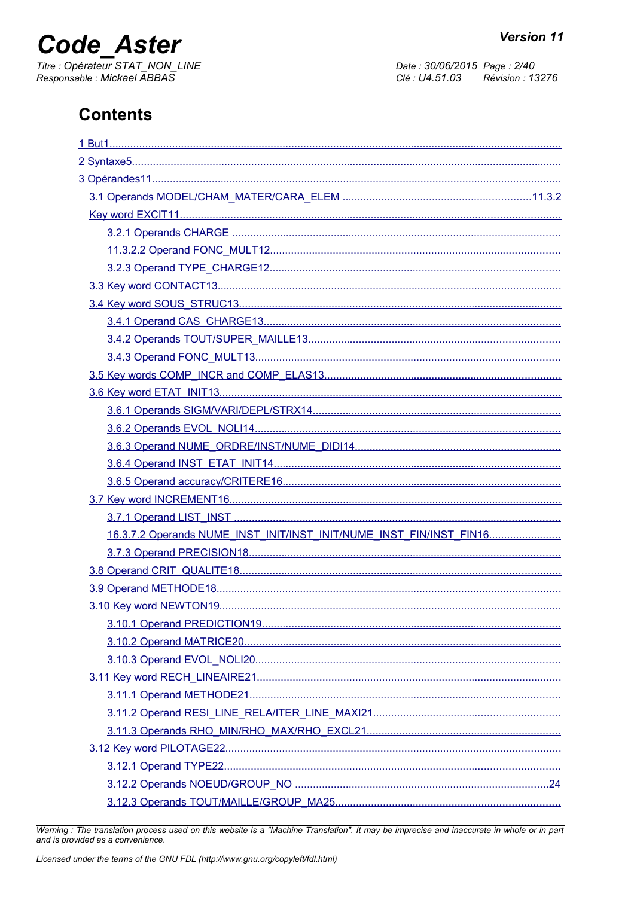## Contents

1 But1

2 Syntaxe5

3 Opérandes11

3.1 Operands MODEL/CHAM_MATER/CARA_ELEM ..........11.3.2

Key word EXCIT11

3.2.1 Operands CHARGE

11.3.2.2 Operand FONC_MULT12

3.2.3 Operand TYPE_CHARGE12

3.3 Key word CONTACT13

3.4 Key word SOUS_STRUC13

3.4.1 Operand CAS_CHARGE13

3.4.2 Operands TOUT/SUPER_MAILLE13

3.4.3 Operand FONC_MULT13

3.5 Key words COMP_INCR and COMP_ELAS13

3.6 Key word ETAT_INIT13

3.6.1 Operands SIGM/VARI/DEPL/STRX14

3.6.2 Operands EVOL_NOLI14

3.6.3 Operand NUME_ORDRE/INST/NUME_DIDI14

3.6.4 Operand INST_ETAT_INIT14

3.6.5 Operand accuracy/CRITERE16

3.7 Key word INCREMENT16

3.7.1 Operand LIST_INST

16.3.7.2 Operands NUME_INST_INIT/INST_INIT/NUME_INST_FIN/INST_FIN16

3.7.3 Operand PRECISION18

3.8 Operand CRIT_QUALITE18

3.9 Operand METHODE18

3.10 Key word NEWTON19

3.10.1 Operand PREDICTION19

3.10.2 Operand MATRICE20

3.10.3 Operand EVOL_NOLI20

3.11 Key word RECH_LINEAIRE21

3.11.1 Operand METHODE21

3.11.2 Operand RESI_LINE_RELA/ITER_LINE_MAXI21

3.11.3 Operands RHO_MIN/RHO_MAX/RHO_EXCL21

3.12 Key word PILOTAGE22

3.12.1 Operand TYPE22

3.12.2 Operands NOEUD/GROUP_NO ..........24

3.12.3 Operands TOUT/MAILLE/GROUP_MA25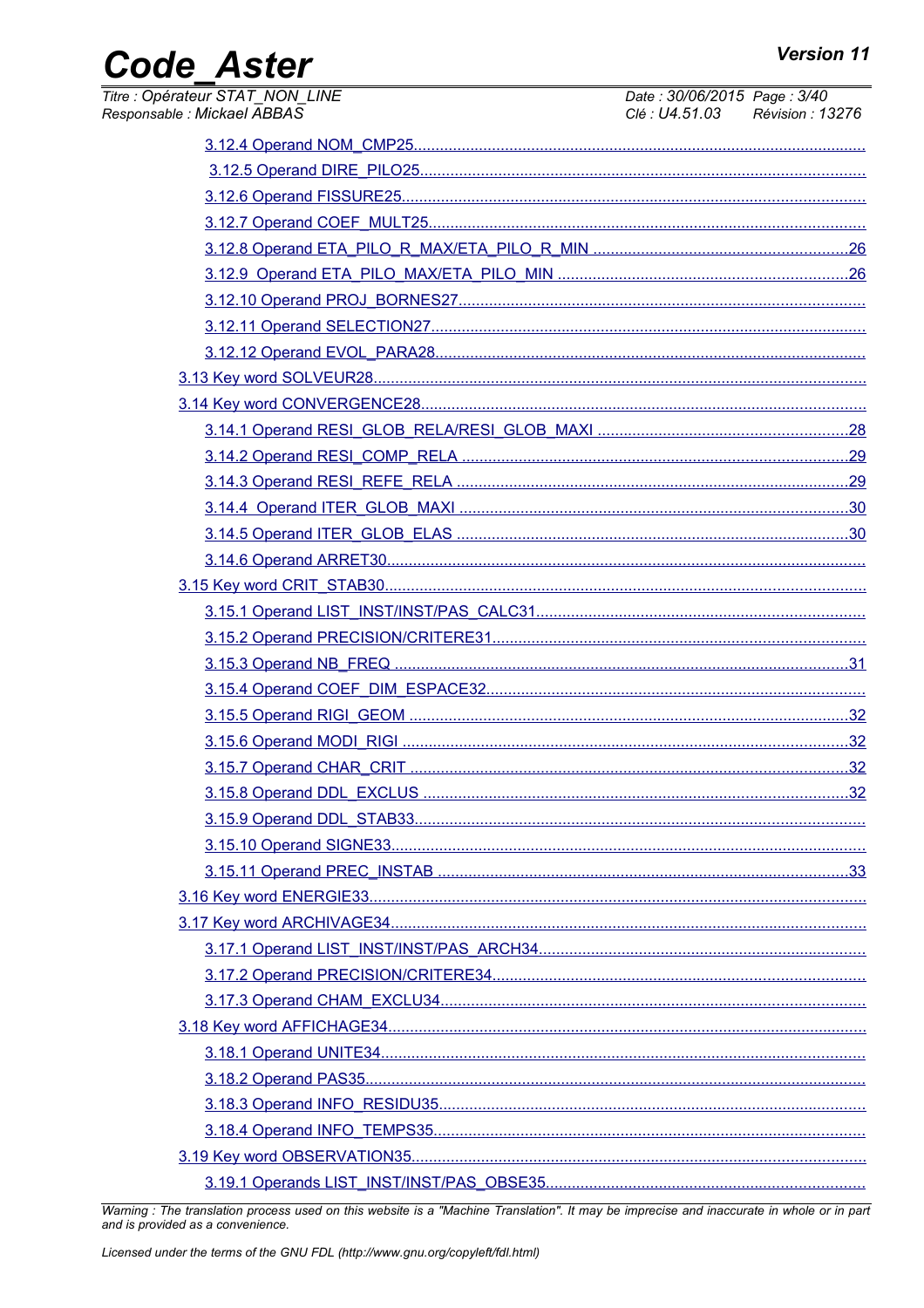3.12.4 Operand NOM_CMP25
3.12.5 Operand DIRE_PILO25
3.12.6 Operand FISSURE25
3.12.7 Operand COEF_MULT25
3.12.8 Operand ETA_PILO_R_MAX/ETA_PILO_R_MIN 26
3.12.9 Operand ETA_PILO_MAX/ETA_PILO_MIN 26
3.12.10 Operand PROJ_BORNES27
3.12.11 Operand SELECTION27
3.12.12 Operand EVOL_PARA28
3.13 Key word SOLVEUR28
3.14 Key word CONVERGENCE28
3.14.1 Operand RESI_GLOB_RELA/RESI_GLOB_MAXI 28
3.14.2 Operand RESI_COMP_RELA 29
3.14.3 Operand RESI_REFE_RELA 29
3.14.4 Operand ITER_GLOB_MAXI 30
3.14.5 Operand ITER_GLOB_ELAS 30
3.14.6 Operand ARRET30
3.15 Key word CRIT_STAB30
3.15.1 Operand LIST_INST/INST/PAS_CALC31
3.15.2 Operand PRECISION/CRITERE31
3.15.3 Operand NB_FREQ 31
3.15.4 Operand COEF_DIM_ESPACE32
3.15.5 Operand RIGI_GEOM 32
3.15.6 Operand MODI_RIGI 32
3.15.7 Operand CHAR_CRIT 32
3.15.8 Operand DDL_EXCLUS 32
3.15.9 Operand DDL_STAB33
3.15.10 Operand SIGNE33
3.15.11 Operand PREC_INSTAB 33
3.16 Key word ENERGIE33
3.17 Key word ARCHIVAGE34
3.17.1 Operand LIST_INST/INST/PAS_ARCH34
3.17.2 Operand PRECISION/CRITERE34
3.17.3 Operand CHAM_EXCLU34
3.18 Key word AFFICHAGE34
3.18.1 Operand UNITE34
3.18.2 Operand PAS35
3.18.3 Operand INFO_RESIDU35
3.18.4 Operand INFO_TEMPS35
3.19 Key word OBSERVATION35
3.19.1 Operands LIST_INST/INST/PAS_OBSE35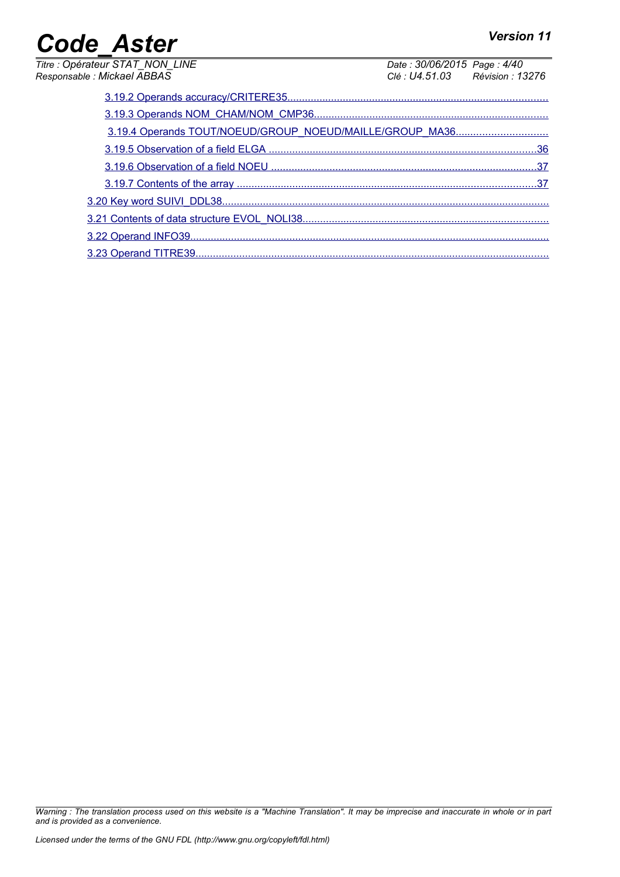3.19.2 Operands accuracy/CRITERE35

3.19.3 Operands NOM_CHAM/NOM_CMP36

3.19.4 Operands TOUT/NOEUD/GROUP_NOEUD/MAILLE/GROUP_MA36

3.19.5 Observation of a field ELGA ....................36

3.19.6 Observation of a field NOEU ....................37

3.19.7 Contents of the array ....................37

3.20 Key word SUIVI_DDL38

3.21 Contents of data structure EVOL_NOLI38

3.22 Operand INFO39

3.23 Operand TITRE39

*Warning : The translation process used on this website is a "Machine Translation". It may be imprecise and inaccurate in whole or in part and is provided as a convenience.*

*Licensed under the terms of the GNU FDL (http://www.gnu.org/copyleft/fdl.html)*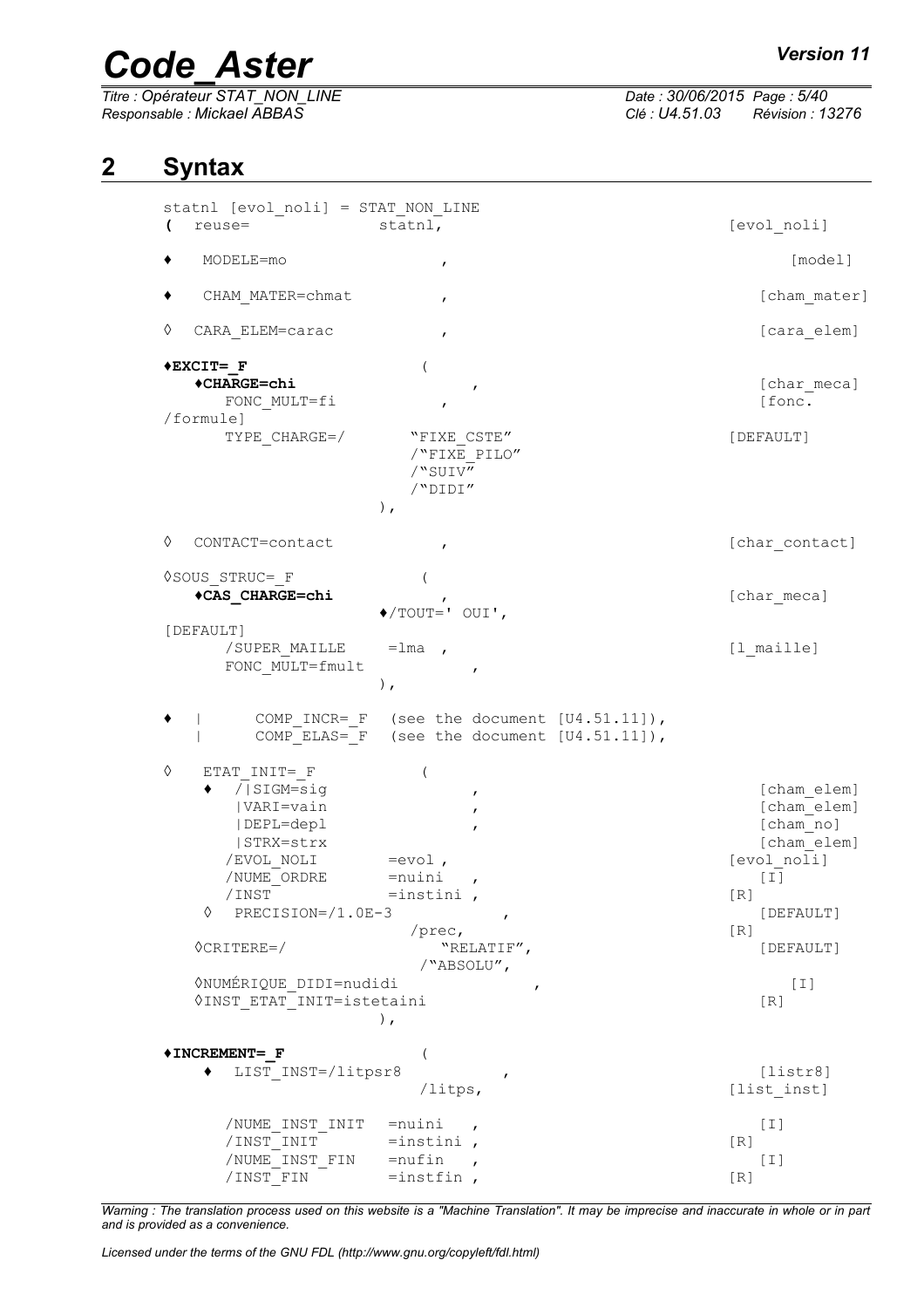## 2 Syntax

```
statnl [evol_noli] = STAT_NON_LINE
(  reuse=              statnl,                                [evol_noli]

♦   MODELE=mo              ,                                      [model]

♦   CHAM_MATER=chmat       ,                                 [cham_mater]

◊  CARA_ELEM=carac         ,                                  [cara_elem]

♦EXCIT=_F               (
   ♦CHARGE=chi                ,                              [char_meca]
      FONC_MULT=fi         ,                                 [fonc.
/formule]
      TYPE_CHARGE=/        "FIXE_CSTE"                       [DEFAULT]
                          /"FIXE_PILO"
                          /"SUIV"
                          /"DIDI"
                       ),

◊  CONTACT=contact         ,                                 [char_contact]

◊SOUS_STRUC=_F          (
   ♦CAS_CHARGE=chi            ,                              [char_meca]
                       ♦/TOUT=' OUI',
[DEFAULT]
      /SUPER_MAILLE     =lma  ,                              [l_maille]
      FONC_MULT=fmult            ,
                       ),

♦   |      COMP_INCR=_F  (see the document [U4.51.11]),
    |      COMP_ELAS=_F  (see the document [U4.51.11]),

◊   ETAT_INIT=_F          (
   ♦  /|SIGM=sig                 ,                           [cham_elem]
       |VARI=vain                ,                           [cham_elem]
       |DEPL=depl                ,                           [cham_no]
       |STRX=strx                                            [cham_elem]
      /EVOL_NOLI       =evol ,                              [evol_noli]
      /NUME_ORDRE      =nuini   ,                               [I]
      /INST            =instini ,                           [R]
   ◊  PRECISION=/1.0E-3              ,                         [DEFAULT]
                          /prec,                            [R]
   ◊CRITERE=/                "RELATIF",                        [DEFAULT]
                          /"ABSOLU",
   ◊NUMÉRIQUE_DIDI=nudidi                    ,                    [I]
   ◊INST_ETAT_INIT=istetaini                                 [R]
                       ),

♦INCREMENT=_F           (
   ♦  LIST_INST=/litpsr8           ,                           [listr8]
                          /litps,                           [list_inst]

      /NUME_INST_INIT  =nuini   ,                               [I]
      /INST_INIT       =instini ,                           [R]
      /NUME_INST_FIN   =nufin   ,                               [I]
      /INST_FIN        =instfin ,                           [R]
```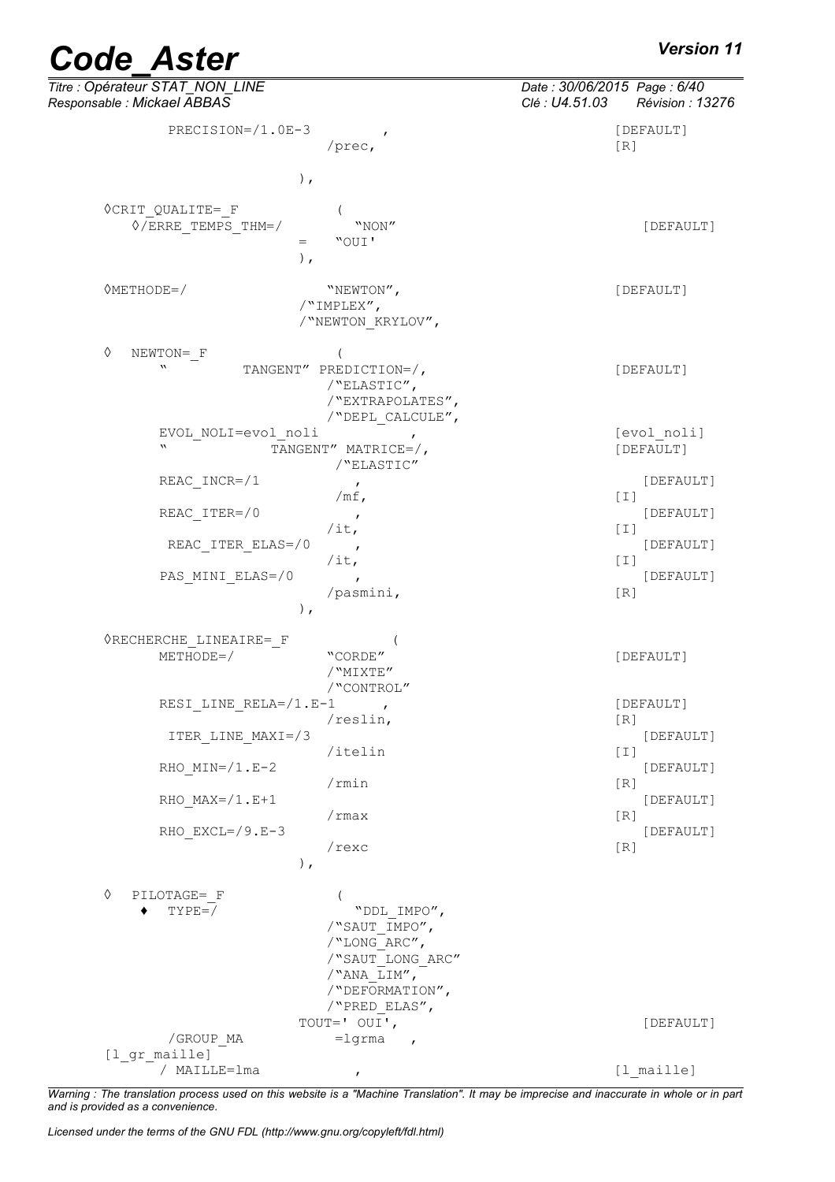```
        PRECISION=/1.0E-3          ,                              [DEFAULT]
                          /prec,                                  [R]

                     ),

   ◊CRIT_QUALITE=_F            (
      ◊/ERRE_TEMPS_THM=/           "NON"                          [DEFAULT]
                          =    "OUI'
                     ),

   ◊METHODE=/                  "NEWTON",                          [DEFAULT]
                          /"IMPLEX",
                          /"NEWTON_KRYLOV",

   ◊  NEWTON=_F                (
         "          TANGENT" PREDICTION=/,                        [DEFAULT]
                          /"ELASTIC",
                          /"EXTRAPOLATES",
                          /"DEPL_CALCULE",
        EVOL_NOLI=evol_noli          ,                            [evol_noli]
         "               TANGENT" MATRICE=/,                      [DEFAULT]
                          /"ELASTIC"
        REAC_INCR=/1           ,                                  [DEFAULT]
                          /mf,                                    [I]
        REAC_ITER=/0           ,                                  [DEFAULT]
                          /it,                                    [I]
        REAC_ITER_ELAS=/0      ,                                  [DEFAULT]
                          /it,                                    [I]
        PAS_MINI_ELAS=/0       ,                                  [DEFAULT]
                          /pasmini,                               [R]
                     ),

   ◊RECHERCHE_LINEAIRE=_F           (
        METHODE=/             "CORDE"                             [DEFAULT]
                          /"MIXTE"
                          /"CONTROL"
        RESI_LINE_RELA=/1.E-1     ,                               [DEFAULT]
                          /reslin,                                [R]
        ITER_LINE_MAXI=/3                                         [DEFAULT]
                          /itelin                                 [I]
        RHO_MIN=/1.E-2                                            [DEFAULT]
                          /rmin                                   [R]
        RHO_MAX=/1.E+1                                            [DEFAULT]
                          /rmax                                   [R]
        RHO_EXCL=/9.E-3                                           [DEFAULT]
                          /rexc                                   [R]
                     ),

   ◊  PILOTAGE=_F              (
      ♦  TYPE=/                  "DDL_IMPO",
                          /"SAUT_IMPO",
                          /"LONG_ARC",
                          /"SAUT_LONG_ARC"
                          /"ANA_LIM",
                          /"DEFORMATION",
                          /"PRED_ELAS",
                     TOUT=' OUI',                                 [DEFAULT]
        /GROUP_MA             =lgrma    ,
[l_gr_maille]
        / MAILLE=lma              ,                               [l_maille]
```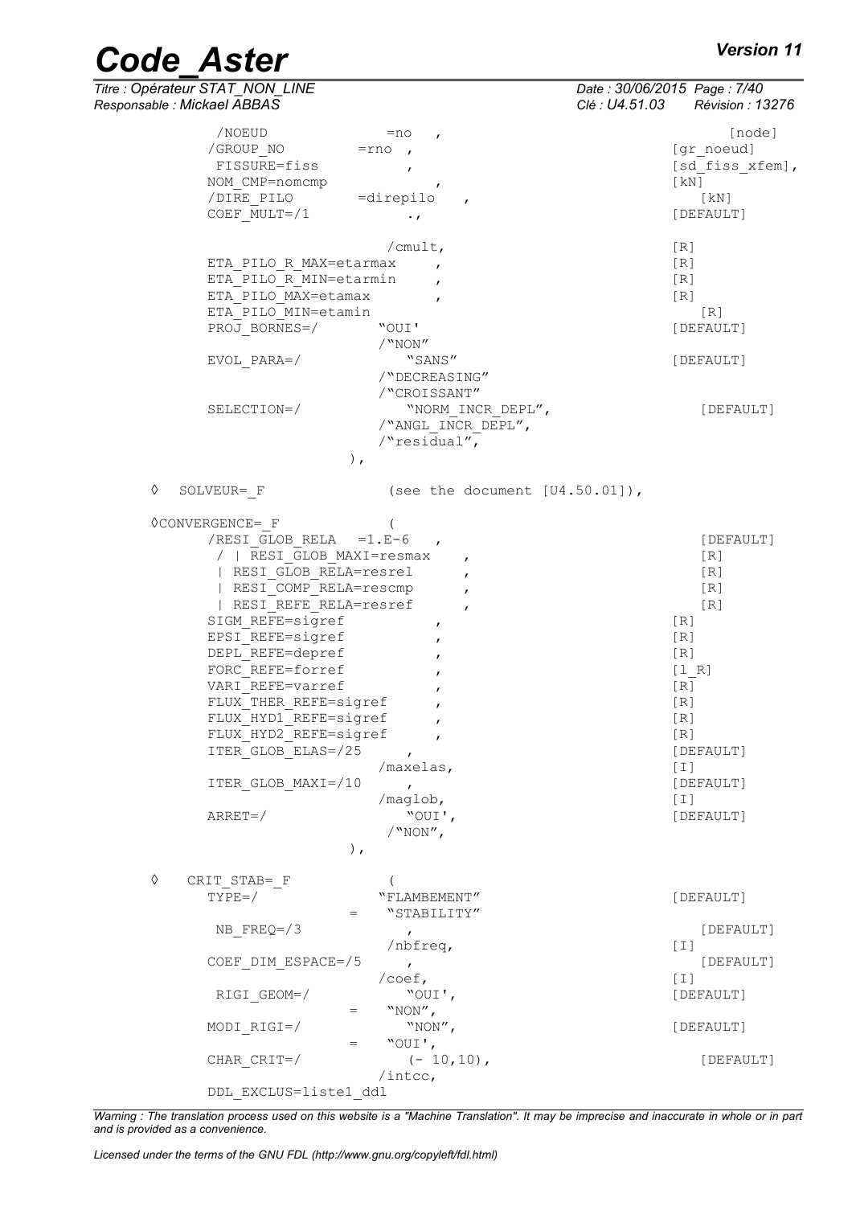```
          /NOEUD              =no   ,                                   [node]
          /GROUP_NO        =rno  ,                                 [gr_noeud]
           FISSURE=fiss          ,                                 [sd_fiss_xfem],
          NOM_CMP=nomcmp          ,                                [kN]
          /DIRE_PILO        =direpilo   ,                            [kN]
          COEF_MULT=/1            .,                               [DEFAULT]

                               /cmult,                             [R]
          ETA_PILO_R_MAX=etarmax     ,                             [R]
          ETA_PILO_R_MIN=etarmin     ,                             [R]
          ETA_PILO_MAX=etamax        ,                             [R]
          ETA_PILO_MIN=etamin                                       [R]
          PROJ_BORNES=/       "OUI'                                [DEFAULT]
                              /"NON"
          EVOL_PARA=/           "SANS"                             [DEFAULT]
                              /"DECREASING"
                              /"CROISSANT"
          SELECTION=/           "NORM_INCR_DEPL",                      [DEFAULT]
                              /"ANGL_INCR_DEPL",
                              /"residual",
                         ),

◊  SOLVEUR=_F                (see the document [U4.50.01]),

◊CONVERGENCE=_F            (
          /RESI_GLOB_RELA   =1.E-6   ,                                 [DEFAULT]
           / | RESI_GLOB_MAXI=resmax    ,                                [R]
           | RESI_GLOB_RELA=resrel      ,                                [R]
           | RESI_COMP_RELA=rescmp      ,                                [R]
           | RESI_REFE_RELA=resref      ,                                [R]
          SIGM_REFE=sigref           ,                             [R]
          EPSI_REFE=sigref           ,                             [R]
          DEPL_REFE=depref           ,                             [R]
          FORC_REFE=forref           ,                             [l_R]
          VARI_REFE=varref           ,                             [R]
          FLUX_THER_REFE=sigref      ,                             [R]
          FLUX_HYD1_REFE=sigref      ,                             [R]
          FLUX_HYD2_REFE=sigref      ,                             [R]
          ITER_GLOB_ELAS=/25       ,                               [DEFAULT]
                              /maxelas,                            [I]
          ITER_GLOB_MAXI=/10       ,                               [DEFAULT]
                              /maglob,                             [I]
          ARRET=/                 "OUI',                           [DEFAULT]
                               /"NON",
                         ),

◊   CRIT_STAB=_F           (
          TYPE=/              "FLAMBEMENT"                         [DEFAULT]
                         =    "STABILITY"
           NB_FREQ=/3              ,                                    [DEFAULT]
                               /nbfreq,                            [I]
          COEF_DIM_ESPACE=/5      ,                                     [DEFAULT]
                              /coef,                               [I]
           RIGI_GEOM=/            "OUI',                           [DEFAULT]
                         =    "NON",
          MODI_RIGI=/             "NON",                           [DEFAULT]
                         =    "OUI',
          CHAR_CRIT=/             (- 10,10),                            [DEFAULT]
                              /intcc,
          DDL_EXCLUS=liste1_ddl
```

*Warning : The translation process used on this website is a "Machine Translation". It may be imprecise and inaccurate in whole or in part and is provided as a convenience.*

*Licensed under the terms of the GNU FDL (http://www.gnu.org/copyleft/fdl.html)*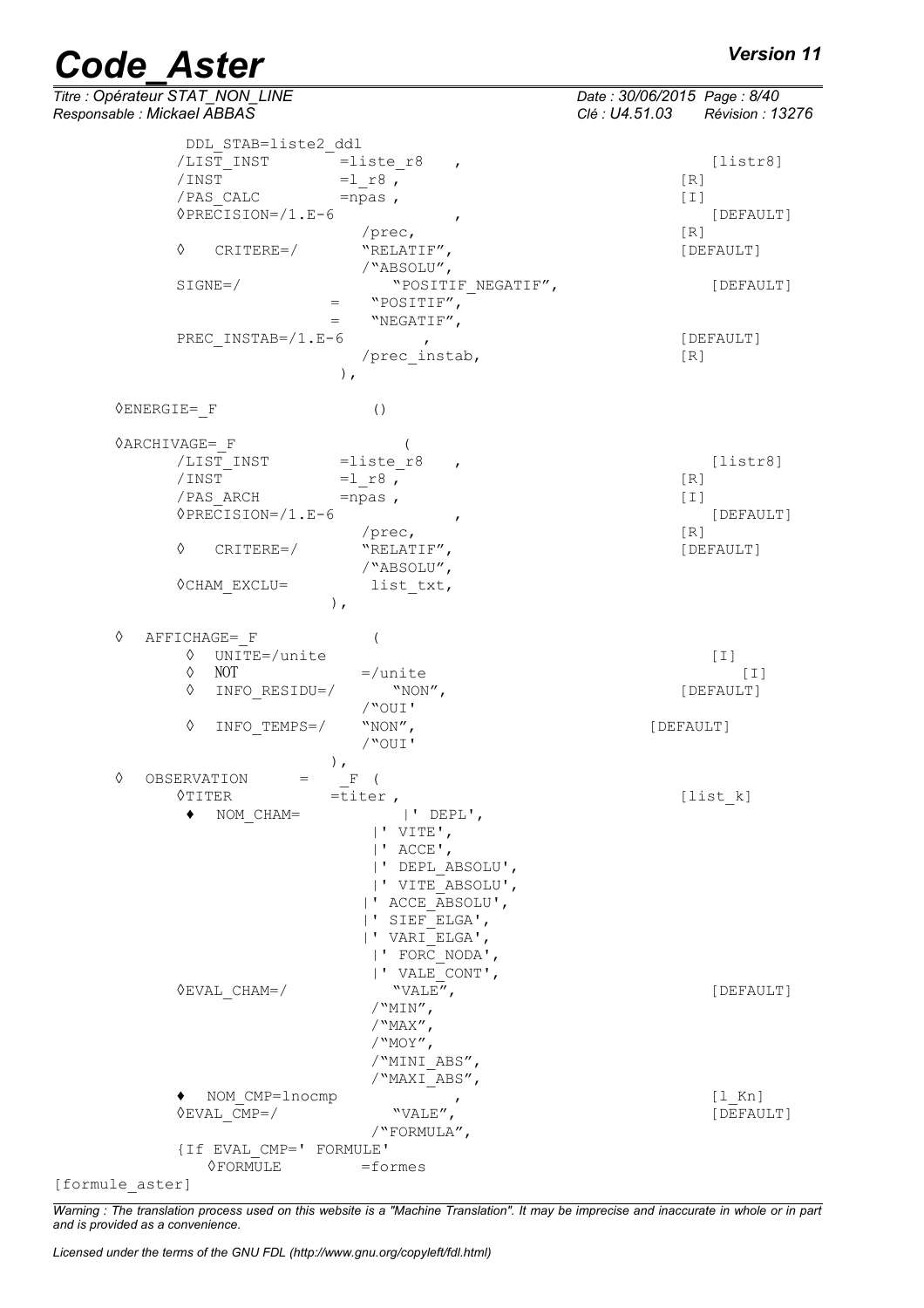```
          DDL_STAB=liste2_ddl
        /LIST_INST        =liste_r8   ,                                [listr8]
        /INST             =l_r8 ,                                   [R]
        /PAS_CALC         =npas ,                                   [I]
        ◊PRECISION=/1.E-6              ,                                [DEFAULT]
                           /prec,                                   [R]
        ◊   CRITERE=/       "RELATIF",                              [DEFAULT]
                           /"ABSOLU",
        SIGNE=/                "POSITIF_NEGATIF",                       [DEFAULT]
                       =    "POSITIF",
                       =    "NEGATIF",
        PREC_INSTAB=/1.E-6       ,                                  [DEFAULT]
                           /prec_instab,                            [R]
                      ),

     ◊ENERGIE=_F              ()

     ◊ARCHIVAGE=_F                (
        /LIST_INST        =liste_r8   ,                                [listr8]
        /INST             =l_r8 ,                                   [R]
        /PAS_ARCH         =npas ,                                   [I]
        ◊PRECISION=/1.E-6              ,                                [DEFAULT]
                           /prec,                                   [R]
        ◊   CRITERE=/       "RELATIF",                              [DEFAULT]
                           /"ABSOLU",
        ◊CHAM_EXCLU=        list_txt,
                      ),

  ◊  AFFICHAGE=_F              (
        ◊  UNITE=/unite                                             [I]
        ◊  NOT              =/unite                                    [I]
        ◊  INFO_RESIDU=/      "NON",                                [DEFAULT]
                           /"OUI'
        ◊  INFO_TEMPS=/     "NON",                               [DEFAULT]
                           /"OUI'
                      ),
  ◊  OBSERVATION      =    _F (
        ◊TITER            =titer ,                                  [list_k]
        ♦  NOM_CHAM=           |' DEPL',
                            |' VITE',
                            |' ACCE',
                            |' DEPL_ABSOLU',
                            |' VITE_ABSOLU',
                           |' ACCE_ABSOLU',
                           |' SIEF_ELGA',
                           |' VARI_ELGA',
                            |' FORC_NODA',
                            |' VALE_CONT',
        ◊EVAL_CHAM=/           "VALE",                                  [DEFAULT]
                            /"MIN",
                            /"MAX",
                            /"MOY",
                            /"MINI_ABS",
                            /"MAXI_ABS",
        ♦  NOM_CMP=lnocmp              ,                                [l_Kn]
        ◊EVAL_CMP=/            "VALE",                                  [DEFAULT]
                            /"FORMULA",
        {If EVAL_CMP=' FORMULE'
           ◊FORMULE         =formes
[formule_aster]
```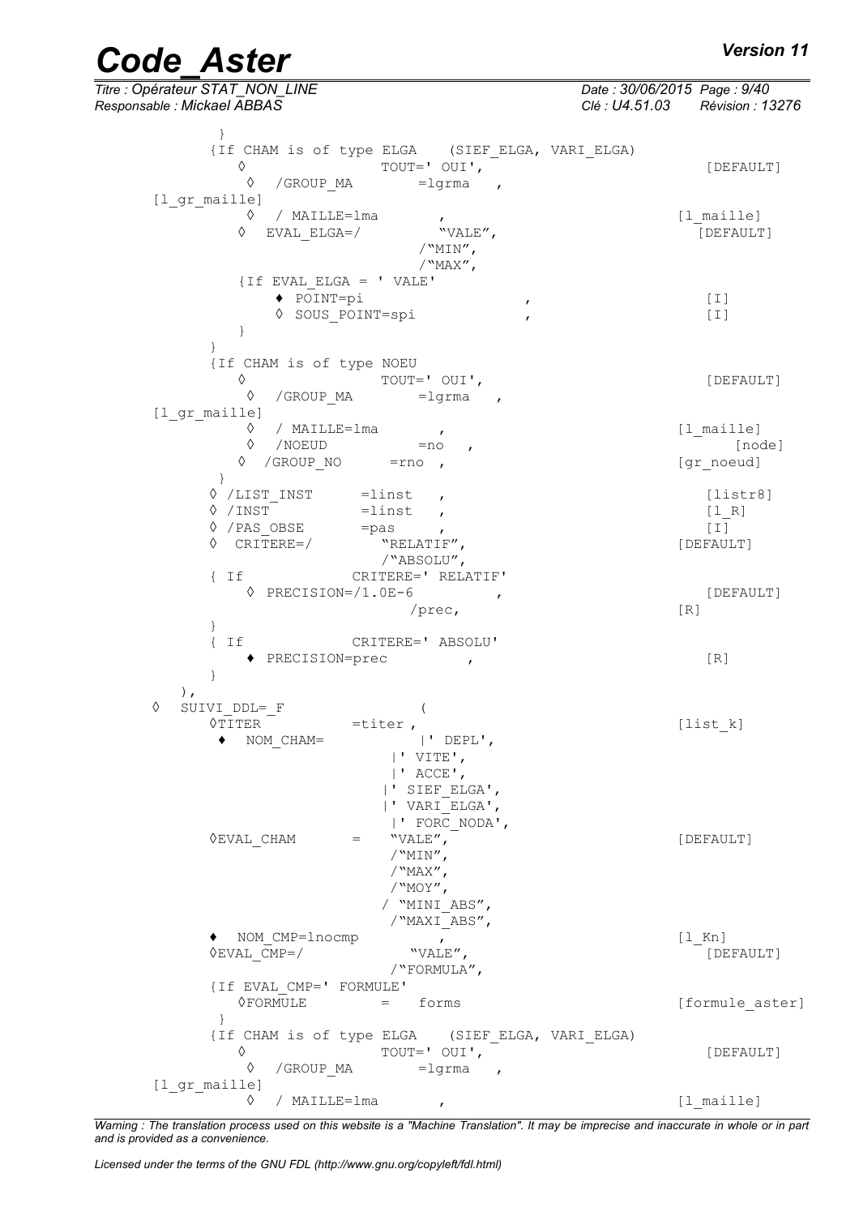```
         }
        {If CHAM is of type ELGA    (SIEF_ELGA, VARI_ELGA)
           ◊                 TOUT=' OUI',                                [DEFAULT]
            ◊  /GROUP_MA       =lgrma   ,
      [l_gr_maille]
            ◊  / MAILLE=lma        ,                                     [l_maille]
           ◊  EVAL_ELGA=/          "VALE",                                 [DEFAULT]
                                /"MIN",
                                /"MAX",
          {If EVAL_ELGA = ' VALE'
              ♦ POINT=pi                     ,                           [I]
              ◊ SOUS_POINT=spi               ,                           [I]
           }
        }
        {If CHAM is of type NOEU
           ◊                 TOUT=' OUI',                                [DEFAULT]
            ◊  /GROUP_MA       =lgrma   ,
      [l_gr_maille]
            ◊  / MAILLE=lma        ,                                     [l_maille]
            ◊  /NOEUD          =no   ,                                       [node]
           ◊  /GROUP_NO      =rno  ,                                     [gr_noeud]
         }
        ◊ /LIST_INST      =linst   ,                                      [listr8]
        ◊ /INST           =linst   ,                                      [l_R]
        ◊ /PAS_OBSE       =pas     ,                                      [I]
        ◊  CRITERE=/        "RELATIF",                                   [DEFAULT]
                         /"ABSOLU",
        { If            CRITERE=' RELATIF'
            ◊ PRECISION=/1.0E-6          ,                               [DEFAULT]
                             /prec,                                     [R]
        }
        { If            CRITERE=' ABSOLU'
            ♦ PRECISION=prec          ,                                   [R]
        }
     ),
 ◊  SUIVI_DDL=_F               (
        ◊TITER          =titer ,                                         [list_k]
        ♦  NOM_CHAM=           |' DEPL',
                          |' VITE',
                          |' ACCE',
                         |' SIEF_ELGA',
                         |' VARI_ELGA',
                          |' FORC_NODA',
        ◊EVAL_CHAM      =    "VALE",                                     [DEFAULT]
                          /"MIN",
                          /"MAX",
                          /"MOY",
                         / "MINI_ABS",
                          /"MAXI_ABS",
        ♦  NOM_CMP=lnocmp         ,                                      [l_Kn]
        ◊EVAL_CMP=/            "VALE",                                     [DEFAULT]
                          /"FORMULA",
        {If EVAL_CMP=' FORMULE'
           ◊FORMULE        =   forms                                     [formule_aster]
         }
        {If CHAM is of type ELGA    (SIEF_ELGA, VARI_ELGA)
           ◊                 TOUT=' OUI',                                [DEFAULT]
            ◊  /GROUP_MA       =lgrma   ,
      [l_gr_maille]
            ◊  / MAILLE=lma        ,                                     [l_maille]
```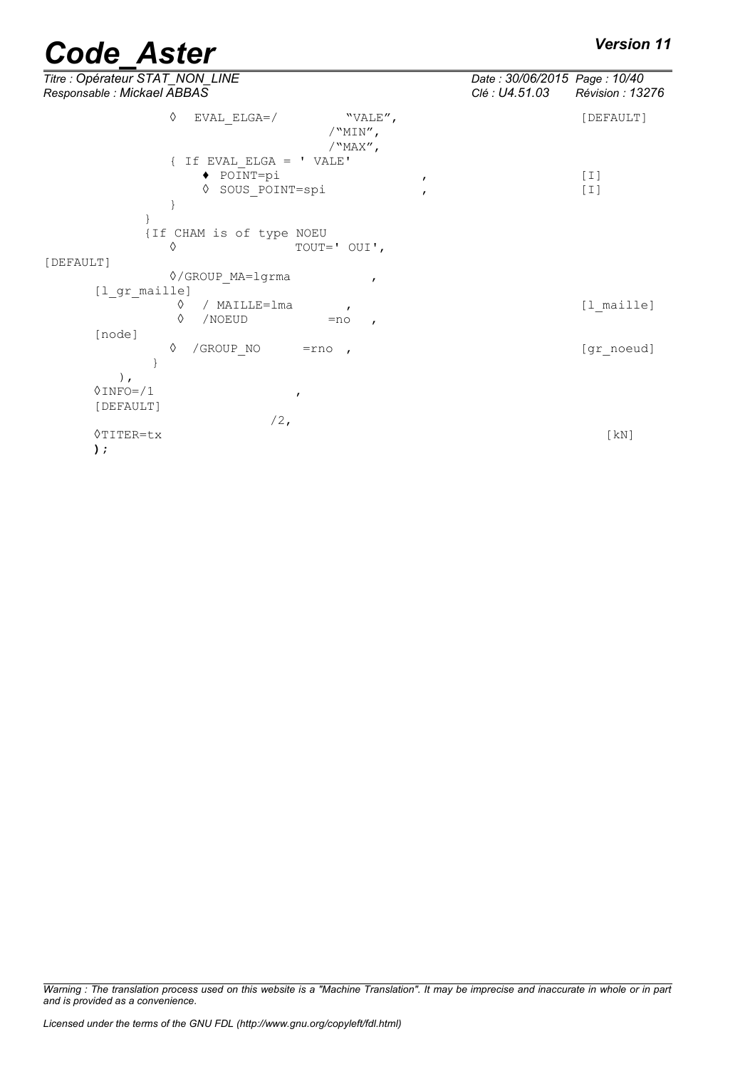```
            ◊  EVAL_ELGA=/          "VALE",                              [DEFAULT]
                                   /"MIN",
                                   /"MAX",
            { If EVAL_ELGA = ' VALE'
                ♦ POINT=pi                    ,                          [I]
                ◊ SOUS_POINT=spi              ,                          [I]
            }
          }
          {If CHAM is of type NOEU
            ◊              TOUT=' OUI',
[DEFAULT]
            ◊/GROUP_MA=lgrma           ,
      [l_gr_maille]
             ◊  / MAILLE=lma       ,                                     [l_maille]
             ◊  /NOEUD          =no   ,
      [node]
            ◊  /GROUP_NO      =rno  ,                                    [gr_noeud]
           }
      ),
      ◊INFO=/1                 ,
      [DEFAULT]
                         /2,
      ◊TITER=tx                                                           [kN]
      );
```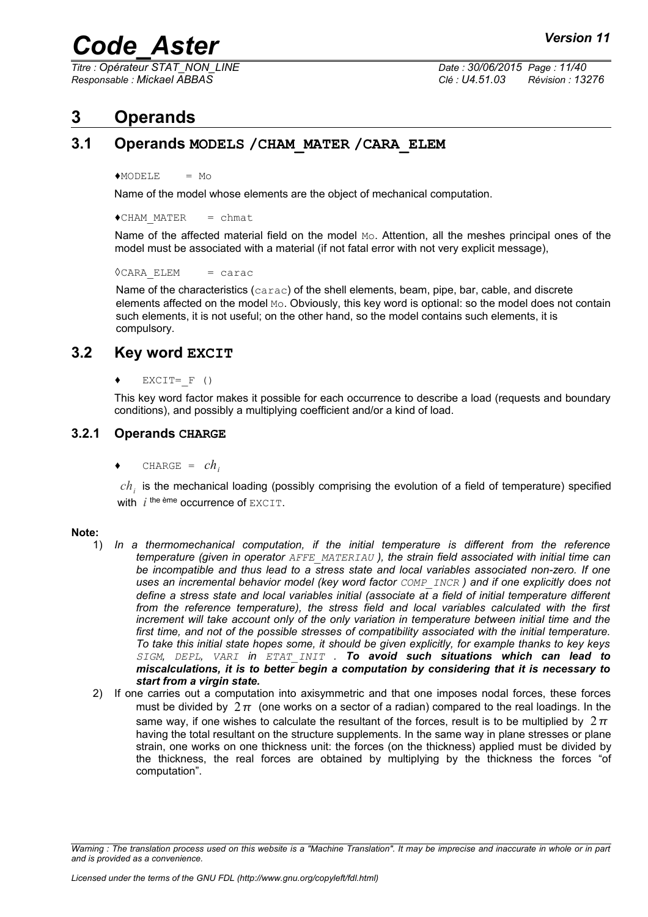# 3 Operands

## 3.1 Operands MODELS /CHAM_MATER /CARA_ELEM

♦MODELE = Mo

Name of the model whose elements are the object of mechanical computation.

♦CHAM_MATER = chmat

Name of the affected material field on the model Mo. Attention, all the meshes principal ones of the model must be associated with a material (if not fatal error with not very explicit message),

◊CARA_ELEM = carac

Name of the characteristics (carac) of the shell elements, beam, pipe, bar, cable, and discrete elements affected on the model Mo. Obviously, this key word is optional: so the model does not contain such elements, it is not useful; on the other hand, so the model contains such elements, it is compulsory.

## 3.2 Key word EXCIT

♦ EXCIT=_F ()

This key word factor makes it possible for each occurrence to describe a load (requests and boundary conditions), and possibly a multiplying coefficient and/or a kind of load.

### 3.2.1 Operands CHARGE

♦ CHARGE = $ch_i$

$ch_i$ is the mechanical loading (possibly comprising the evolution of a field of temperature) specified with $i$ the ème occurrence of EXCIT.

**Note:**

1) *In a thermomechanical computation, if the initial temperature is different from the reference temperature (given in operator AFFE_MATERIAU ), the strain field associated with initial time can be incompatible and thus lead to a stress state and local variables associated non-zero. If one uses an incremental behavior model (key word factor COMP_INCR ) and if one explicitly does not define a stress state and local variables initial (associate at a field of initial temperature different from the reference temperature), the stress field and local variables calculated with the first increment will take account only of the only variation in temperature between initial time and the first time, and not of the possible stresses of compatibility associated with the initial temperature. To take this initial state hopes some, it should be given explicitly, for example thanks to key keys SIGM, DEPL, VARI in ETAT_INIT .* ***To avoid such situations which can lead to miscalculations, it is to better begin a computation by considering that it is necessary to start from a virgin state.***

2) If one carries out a computation into axisymmetric and that one imposes nodal forces, these forces must be divided by $2\pi$ (one works on a sector of a radian) compared to the real loadings. In the same way, if one wishes to calculate the resultant of the forces, result is to be multiplied by $2\pi$ having the total resultant on the structure supplements. In the same way in plane stresses or plane strain, one works on one thickness unit: the forces (on the thickness) applied must be divided by the thickness, the real forces are obtained by multiplying by the thickness the forces "of computation".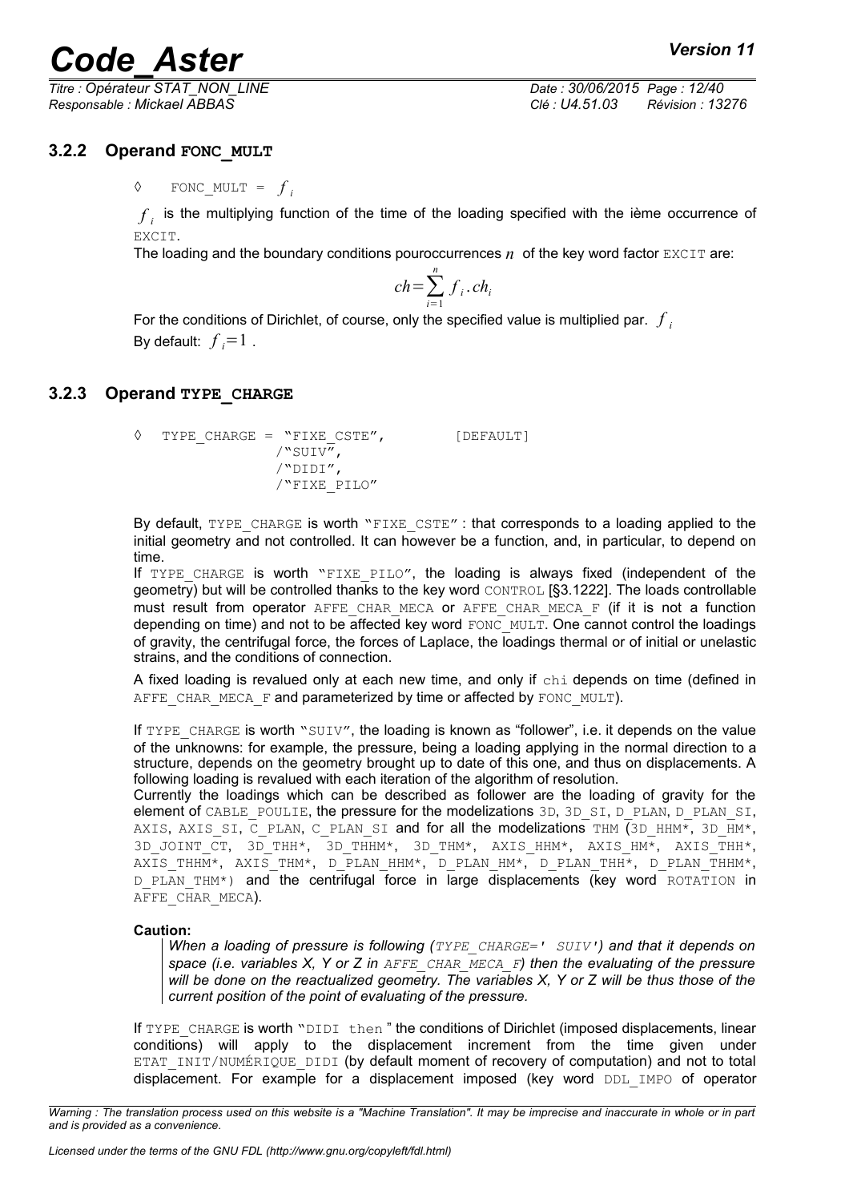### 3.2.2 Operand FONC_MULT

◊ FONC_MULT = $f_i$

$f_i$ is the multiplying function of the time of the loading specified with the ième occurrence of EXCIT.

The loading and the boundary conditions pouroccurrences $n$ of the key word factor EXCIT are:

$$ch = \sum_{i=1}^{n} f_i . ch_i$$

For the conditions of Dirichlet, of course, only the specified value is multiplied par. $f_i$

By default: $f_i = 1$ .

### 3.2.3 Operand TYPE_CHARGE

```
◊  TYPE_CHARGE = "FIXE_CSTE",          [DEFAULT]
               /"SUIV",
               /"DIDI",
               /"FIXE_PILO"
```

By default, TYPE_CHARGE is worth "FIXE_CSTE" : that corresponds to a loading applied to the initial geometry and not controlled. It can however be a function, and, in particular, to depend on time.

If TYPE_CHARGE is worth "FIXE_PILO", the loading is always fixed (independent of the geometry) but will be controlled thanks to the key word CONTROL [§3.1222]. The loads controllable must result from operator AFFE_CHAR_MECA or AFFE_CHAR_MECA_F (if it is not a function depending on time) and not to be affected key word FONC_MULT. One cannot control the loadings of gravity, the centrifugal force, the forces of Laplace, the loadings thermal or of initial or unelastic strains, and the conditions of connection.

A fixed loading is revalued only at each new time, and only if chi depends on time (defined in AFFE_CHAR_MECA_F and parameterized by time or affected by FONC_MULT).

If TYPE_CHARGE is worth "SUIV", the loading is known as "follower", i.e. it depends on the value of the unknowns: for example, the pressure, being a loading applying in the normal direction to a structure, depends on the geometry brought up to date of this one, and thus on displacements. A following loading is revalued with each iteration of the algorithm of resolution.

Currently the loadings which can be described as follower are the loading of gravity for the element of CABLE_POULIE, the pressure for the modelizations 3D, 3D_SI, D_PLAN, D_PLAN_SI, AXIS, AXIS_SI, C_PLAN, C_PLAN_SI and for all the modelizations THM (3D_HHM*, 3D_HM*, 3D_JOINT_CT, 3D_THH*, 3D_THHM*, 3D_THM*, AXIS_HHM*, AXIS_HM*, AXIS_THH*, AXIS_THHM*, AXIS_THM*, D_PLAN_HHM*, D_PLAN_HM*, D_PLAN_THH*, D_PLAN_THHM*, D_PLAN_THM*) and the centrifugal force in large displacements (key word ROTATION in AFFE_CHAR_MECA).

**Caution:**

> *When a loading of pressure is following (TYPE_CHARGE=' SUIV') and that it depends on space (i.e. variables X, Y or Z in AFFE_CHAR_MECA_F) then the evaluating of the pressure will be done on the reactualized geometry. The variables X, Y or Z will be thus those of the current position of the point of evaluating of the pressure.*

If TYPE_CHARGE is worth "DIDI then " the conditions of Dirichlet (imposed displacements, linear conditions) will apply to the displacement increment from the time given under ETAT_INIT/NUMÉRIQUE_DIDI (by default moment of recovery of computation) and not to total displacement. For example for a displacement imposed (key word DDL_IMPO of operator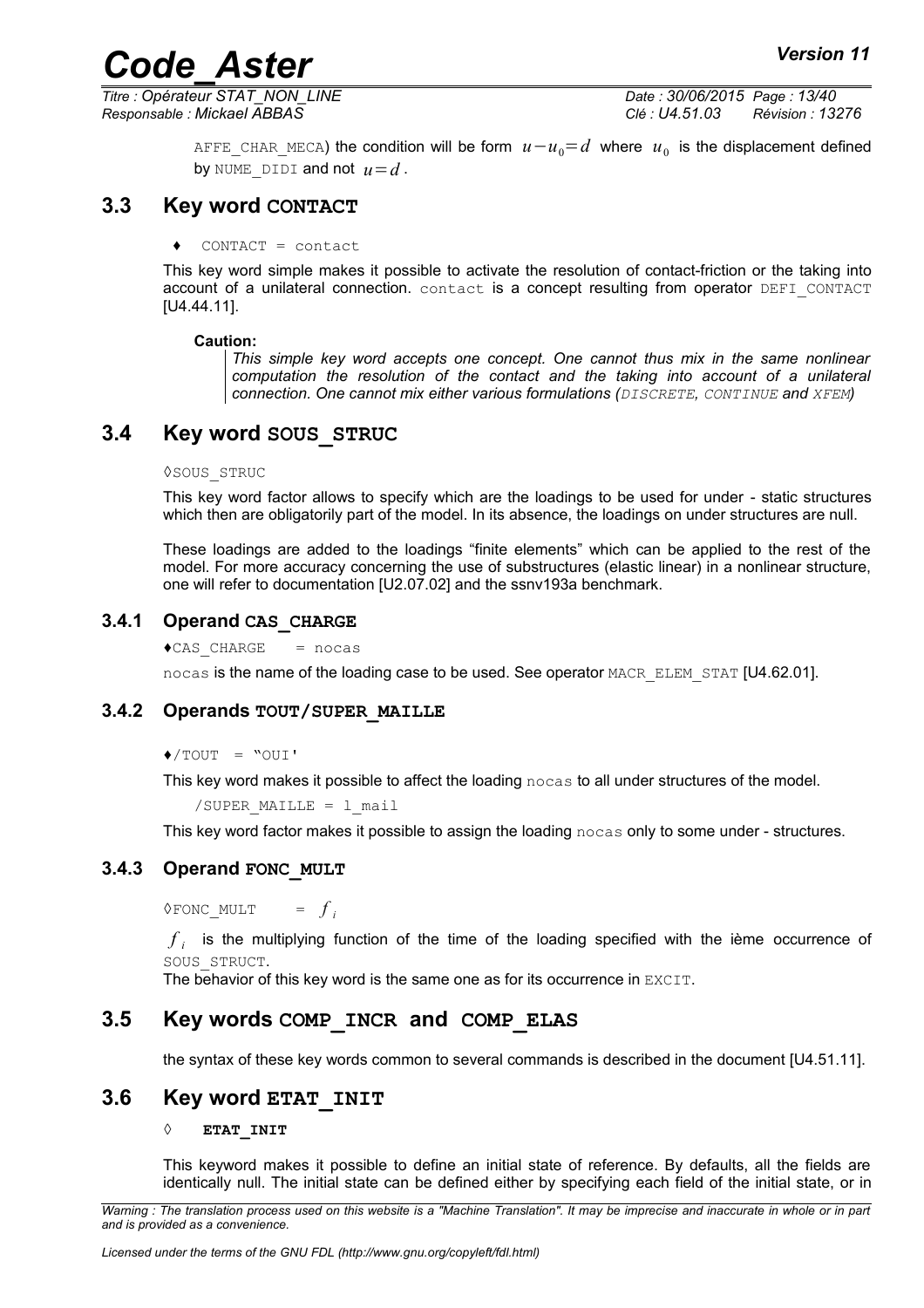AFFE_CHAR_MECA) the condition will be form $u-u_0=d$ where $u_0$ is the displacement defined by NUME_DIDI and not $u=d$.

## 3.3 Key word CONTACT

♦ CONTACT = contact

This key word simple makes it possible to activate the resolution of contact-friction or the taking into account of a unilateral connection. contact is a concept resulting from operator DEFI_CONTACT [U4.44.11].

**Caution:**

*This simple key word accepts one concept. One cannot thus mix in the same nonlinear computation the resolution of the contact and the taking into account of a unilateral connection. One cannot mix either various formulations (DISCRETE, CONTINUE and XFEM)*

## 3.4 Key word SOUS_STRUC

◊SOUS_STRUC

This key word factor allows to specify which are the loadings to be used for under - static structures which then are obligatorily part of the model. In its absence, the loadings on under structures are null.

These loadings are added to the loadings "finite elements" which can be applied to the rest of the model. For more accuracy concerning the use of substructures (elastic linear) in a nonlinear structure, one will refer to documentation [U2.07.02] and the ssnv193a benchmark.

### 3.4.1 Operand CAS_CHARGE

♦CAS_CHARGE = nocas

nocas is the name of the loading case to be used. See operator MACR_ELEM_STAT [U4.62.01].

### 3.4.2 Operands TOUT/SUPER_MAILLE

♦/TOUT = "OUI'

This key word makes it possible to affect the loading nocas to all under structures of the model.

/SUPER_MAILLE = l_mail

This key word factor makes it possible to assign the loading nocas only to some under - structures.

### 3.4.3 Operand FONC_MULT

◊FONC_MULT = $f_i$

$f_i$ is the multiplying function of the time of the loading specified with the ième occurrence of SOUS_STRUCT.

The behavior of this key word is the same one as for its occurrence in EXCIT.

## 3.5 Key words COMP_INCR and COMP_ELAS

the syntax of these key words common to several commands is described in the document [U4.51.11].

## 3.6 Key word ETAT_INIT

◊ **ETAT_INIT**

This keyword makes it possible to define an initial state of reference. By defaults, all the fields are identically null. The initial state can be defined either by specifying each field of the initial state, or in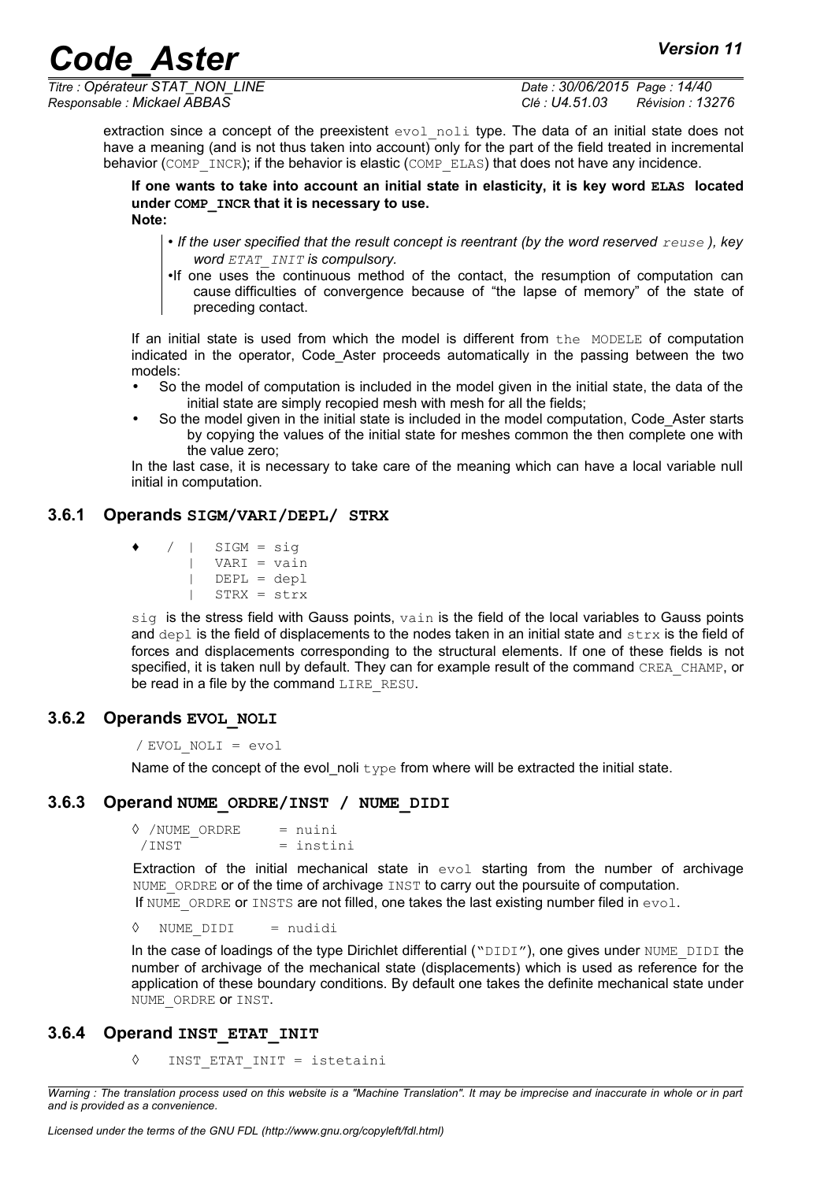extraction since a concept of the preexistent `evol_noli` type. The data of an initial state does not have a meaning (and is not thus taken into account) only for the part of the field treated in incremental behavior (`COMP_INCR`); if the behavior is elastic (`COMP_ELAS`) that does not have any incidence.

**If one wants to take into account an initial state in elasticity, it is key word `ELAS` located under `COMP_INCR` that it is necessary to use.**

**Note:**

> - *If the user specified that the result concept is reentrant (by the word reserved `reuse` ), key word `ETAT_INIT` is compulsory.*
> - If one uses the continuous method of the contact, the resumption of computation can cause difficulties of convergence because of "the lapse of memory" of the state of preceding contact.

If an initial state is used from which the model is different from the `MODELE` of computation indicated in the operator, Code_Aster proceeds automatically in the passing between the two models:

- So the model of computation is included in the model given in the initial state, the data of the initial state are simply recopied mesh with mesh for all the fields;
- So the model given in the initial state is included in the model computation, Code_Aster starts by copying the values of the initial state for meshes common the then complete one with the value zero;

In the last case, it is necessary to take care of the meaning which can have a local variable null initial in computation.

### 3.6.1 Operands SIGM/VARI/DEPL/ STRX

```
♦   / |  SIGM = sig
      |  VARI = vain
      |  DEPL = depl
      |  STRX = strx
```

`sig` is the stress field with Gauss points, `vain` is the field of the local variables to Gauss points and `depl` is the field of displacements to the nodes taken in an initial state and `strx` is the field of forces and displacements corresponding to the structural elements. If one of these fields is not specified, it is taken null by default. They can for example result of the command `CREA_CHAMP`, or be read in a file by the command `LIRE_RESU`.

### 3.6.2 Operands EVOL_NOLI

```
/ EVOL_NOLI = evol
```

Name of the concept of the evol_noli `type` from where will be extracted the initial state.

### 3.6.3 Operand NUME_ORDRE/INST / NUME_DIDI

```
◊ /NUME_ORDRE    = nuini
  /INST          = instini
```

Extraction of the initial mechanical state in `evol` starting from the number of archivage `NUME_ORDRE` or of the time of archivage `INST` to carry out the poursuite of computation.
If `NUME_ORDRE` or `INSTS` are not filled, one takes the last existing number filed in `evol`.

```
◊  NUME_DIDI    = nudidi
```

In the case of loadings of the type Dirichlet differential ("`DIDI`"), one gives under `NUME_DIDI` the number of archivage of the mechanical state (displacements) which is used as reference for the application of these boundary conditions. By default one takes the definite mechanical state under `NUME_ORDRE` or `INST`.

### 3.6.4 Operand INST_ETAT_INIT

```
◊    INST_ETAT_INIT = istetaini
```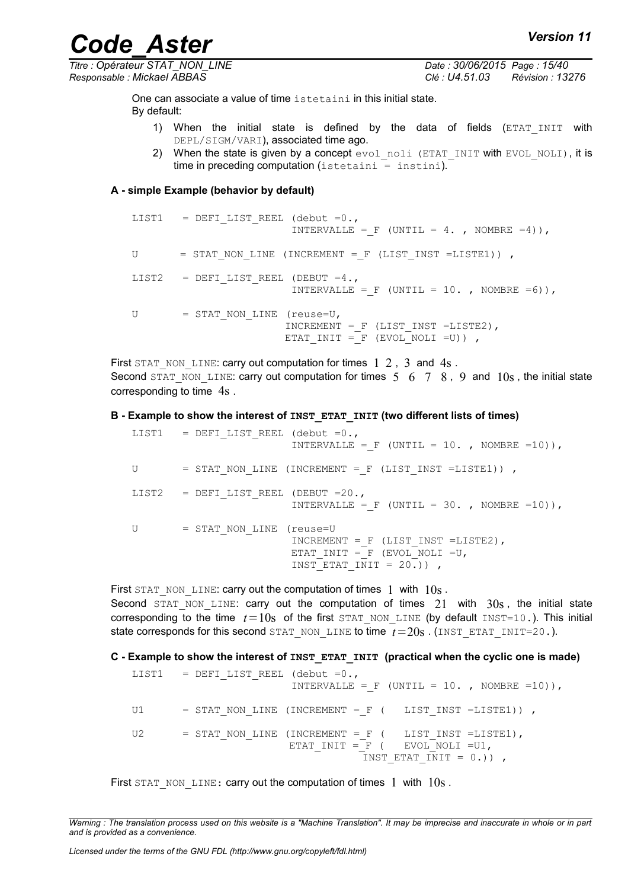One can associate a value of time istetaini in this initial state.
By default:

1) When the initial state is defined by the data of fields (ETAT_INIT with DEPL/SIGM/VARI), associated time ago.
2) When the state is given by a concept evol_noli (ETAT_INIT with EVOL_NOLI), it is time in preceding computation (istetaini = instini).

**A - simple Example (behavior by default)**

```
LIST1   = DEFI_LIST_REEL (debut =0.,
                         INTERVALLE =_F (UNTIL = 4. , NOMBRE =4)),

U       = STAT_NON_LINE (INCREMENT =_F (LIST_INST =LISTE1)) ,

LIST2   = DEFI_LIST_REEL (DEBUT =4.,
                         INTERVALLE =_F (UNTIL = 10. , NOMBRE =6)),

U       = STAT_NON_LINE (reuse=U,
                        INCREMENT =_F (LIST_INST =LISTE2),
                        ETAT_INIT =_F (EVOL_NOLI =U)) ,
```

First STAT_NON_LINE: carry out computation for times $1\ 2$ , $3$ and $4\text{s}$ .
Second STAT_NON_LINE: carry out computation for times $5\ \ 6\ \ 7\ \ 8$ , $9$ and $10\text{s}$ , the initial state corresponding to time $4\text{s}$ .

**B - Example to show the interest of INST_ETAT_INIT (two different lists of times)**

```
LIST1   = DEFI_LIST_REEL (debut =0.,
                         INTERVALLE =_F (UNTIL = 10. , NOMBRE =10)),

U       = STAT_NON_LINE (INCREMENT =_F (LIST_INST =LISTE1)) ,

LIST2   = DEFI_LIST_REEL (DEBUT =20.,
                         INTERVALLE =_F (UNTIL = 30. , NOMBRE =10)),

U       = STAT_NON_LINE (reuse=U
                         INCREMENT =_F (LIST_INST =LISTE2),
                         ETAT_INIT =_F (EVOL_NOLI =U,
                         INST_ETAT_INIT = 20.)) ,
```

First STAT_NON_LINE: carry out the computation of times $1$ with $10\text{s}$ .
Second STAT_NON_LINE: carry out the computation of times $21$ with $30\text{s}$ , the initial state corresponding to the time $t=10\text{s}$ of the first STAT_NON_LINE (by default INST=10.). This initial state corresponds for this second STAT_NON_LINE to time $t=20\text{s}$ . (INST_ETAT_INIT=20.).

**C - Example to show the interest of INST_ETAT_INIT (practical when the cyclic one is made)**

```
LIST1   = DEFI_LIST_REEL (debut =0.,
                         INTERVALLE =_F (UNTIL = 10. , NOMBRE =10)),

U1      = STAT_NON_LINE (INCREMENT =_F (   LIST_INST =LISTE1)) ,

U2      = STAT_NON_LINE (INCREMENT =_F (   LIST_INST =LISTE1),
                        ETAT_INIT =_F (   EVOL_NOLI =U1,
                                       INST_ETAT_INIT = 0.)) ,
```

First STAT_NON_LINE: carry out the computation of times $1$ with $10\text{s}$ .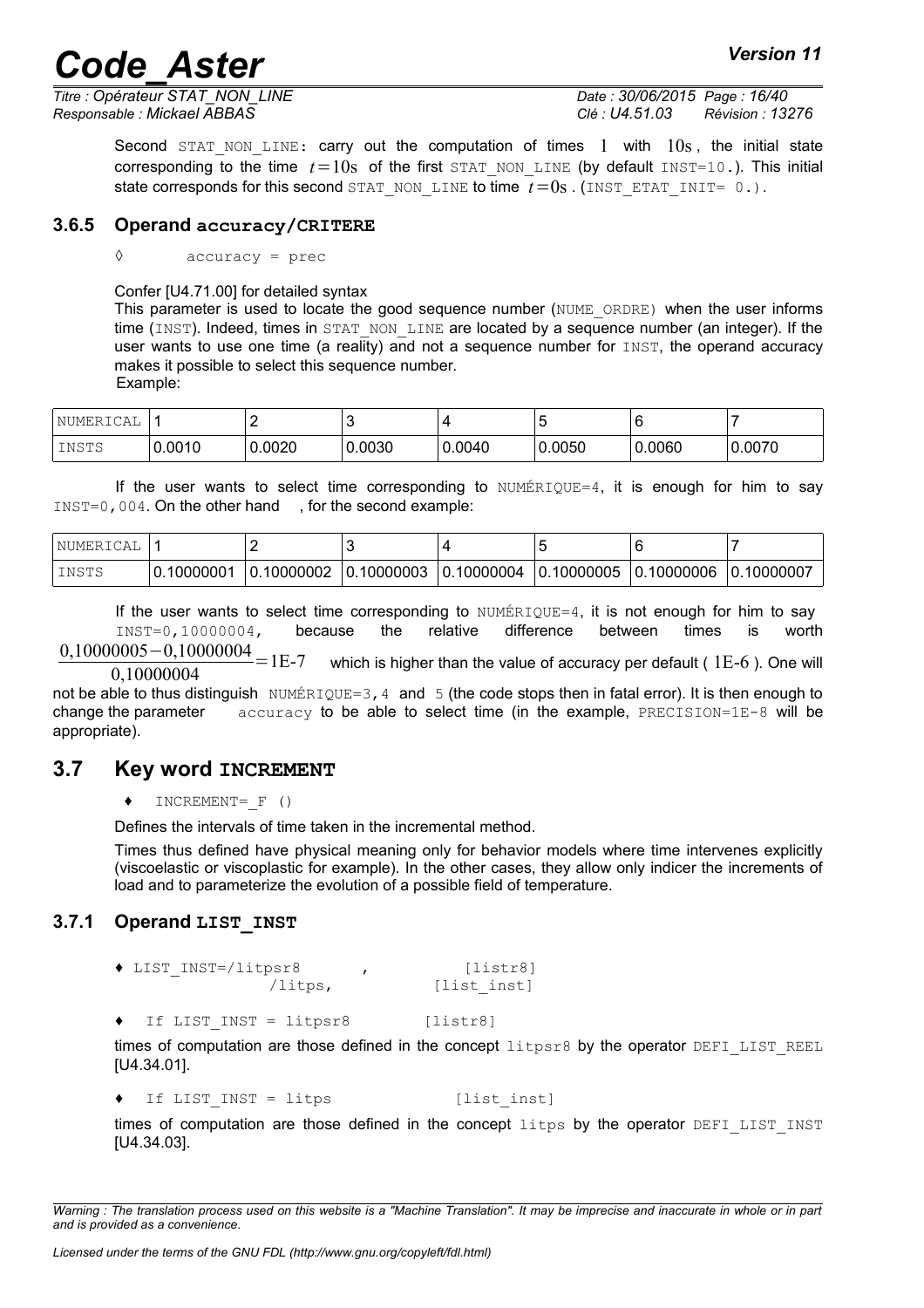Second STAT_NON_LINE: carry out the computation of times $1$ with $10\text{s}$, the initial state corresponding to the time $t=10\text{s}$ of the first STAT_NON_LINE (by default INST=10.). This initial state corresponds for this second STAT_NON_LINE to time $t=0\text{s}$. (INST_ETAT_INIT= 0.).

### 3.6.5 Operand accuracy/CRITERE

◊ accuracy = prec

Confer [U4.71.00] for detailed syntax

This parameter is used to locate the good sequence number (NUME_ORDRE) when the user informs time (INST). Indeed, times in STAT_NON_LINE are located by a sequence number (an integer). If the user wants to use one time (a reality) and not a sequence number for INST, the operand accuracy makes it possible to select this sequence number.

Example:

| NUMERICAL | 1 | 2 | 3 | 4 | 5 | 6 | 7 |
|---|---|---|---|---|---|---|---|
| INSTS | 0.0010 | 0.0020 | 0.0030 | 0.0040 | 0.0050 | 0.0060 | 0.0070 |

If the user wants to select time corresponding to NUMÉRIQUE=4, it is enough for him to say INST=0,004. On the other hand , for the second example:

| NUMERICAL | 1 | 2 | 3 | 4 | 5 | 6 | 7 |
|---|---|---|---|---|---|---|---|
| INSTS | 0.10000001 | 0.10000002 | 0.10000003 | 0.10000004 | 0.10000005 | 0.10000006 | 0.10000007 |

If the user wants to select time corresponding to NUMÉRIQUE=4, it is not enough for him to say INST=0,10000004, because the relative difference between times is worth $\frac{0,10000005-0,10000004}{0,10000004}=1\text{E-}7$ which is higher than the value of accuracy per default ( $1\text{E-}6$ ). One will not be able to thus distinguish NUMÉRIQUE=3,4 and 5 (the code stops then in fatal error). It is then enough to change the parameter accuracy to be able to select time (in the example, PRECISION=1E-8 will be appropriate).

## 3.7 Key word INCREMENT

♦ INCREMENT=_F ()

Defines the intervals of time taken in the incremental method.

Times thus defined have physical meaning only for behavior models where time intervenes explicitly (viscoelastic or viscoplastic for example). In the other cases, they allow only indicer the increments of load and to parameterize the evolution of a possible field of temperature.

### 3.7.1 Operand LIST_INST

```
♦ LIST_INST=/litpsr8      ,          [listr8]
            /litps,                  [list_inst]
```

♦ If LIST_INST = litpsr8 [listr8]

times of computation are those defined in the concept litpsr8 by the operator DEFI_LIST_REEL [U4.34.01].

♦ If LIST_INST = litps [list_inst]

times of computation are those defined in the concept litps by the operator DEFI_LIST_INST [U4.34.03].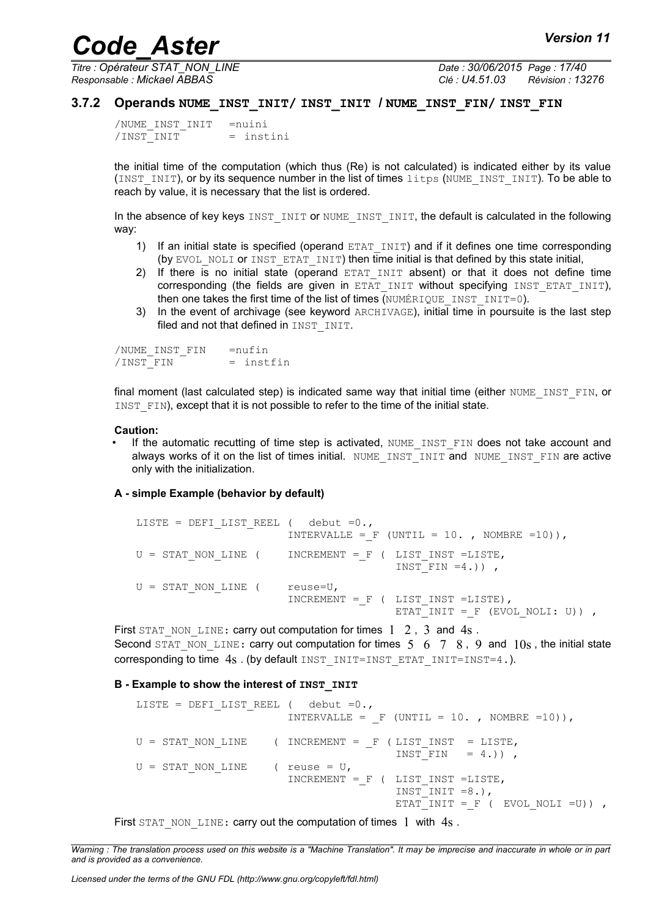### 3.7.2 Operands NUME_INST_INIT/ INST_INIT / NUME_INST_FIN/ INST_FIN

```
/NUME_INST_INIT   =nuini
/INST_INIT        = instini
```

the initial time of the computation (which thus (Re) is not calculated) is indicated either by its value (INST_INIT), or by its sequence number in the list of times litps (NUME_INST_INIT). To be able to reach by value, it is necessary that the list is ordered.

In the absence of key keys INST_INIT or NUME_INST_INIT, the default is calculated in the following way:

1) If an initial state is specified (operand ETAT_INIT) and if it defines one time corresponding (by EVOL_NOLI or INST_ETAT_INIT) then time initial is that defined by this state initial,
2) If there is no initial state (operand ETAT_INIT absent) or that it does not define time corresponding (the fields are given in ETAT_INIT without specifying INST_ETAT_INIT), then one takes the first time of the list of times (NUMÉRIQUE_INST_INIT=0).
3) In the event of archivage (see keyword ARCHIVAGE), initial time in poursuite is the last step filed and not that defined in INST_INIT.

```
/NUME_INST_FIN    =nufin
/INST_FIN         = instfin
```

final moment (last calculated step) is indicated same way that initial time (either NUME_INST_FIN, or INST_FIN), except that it is not possible to refer to the time of the initial state.

**Caution:**

- If the automatic recutting of time step is activated, NUME_INST_FIN does not take account and always works of it on the list of times initial. NUME_INST_INIT and NUME_INST_FIN are active only with the initialization.

**A - simple Example (behavior by default)**

```
LISTE = DEFI_LIST_REEL (   debut =0.,
                        INTERVALLE =_F (UNTIL = 10. , NOMBRE =10)),

U = STAT_NON_LINE (     INCREMENT =_F (  LIST_INST =LISTE,
                                         INST_FIN =4.)) ,

U = STAT_NON_LINE (     reuse=U,
                        INCREMENT =_F (  LIST_INST =LISTE),
                                         ETAT_INIT =_F (EVOL_NOLI: U)) ,
```

First STAT_NON_LINE: carry out computation for times $1$ $2$, $3$ and $4s$.
Second STAT_NON_LINE: carry out computation for times $5$ $6$ $7$ $8$, $9$ and $10s$, the initial state corresponding to time $4s$. (by default INST_INIT=INST_ETAT_INIT=INST=4.).

**B - Example to show the interest of INST_INIT**

```
LISTE = DEFI_LIST_REEL (   debut =0.,
                        INTERVALLE = _F (UNTIL = 10. , NOMBRE =10)),

U = STAT_NON_LINE     ( INCREMENT = _F ( LIST_INST  = LISTE,
                                         INST_FIN   = 4.)) ,
U = STAT_NON_LINE     ( reuse = U,
                        INCREMENT =_F (  LIST_INST =LISTE,
                                         INST_INIT =8.),
                                         ETAT_INIT =_F (  EVOL_NOLI =U)) ,
```

First STAT_NON_LINE: carry out the computation of times $1$ with $4s$.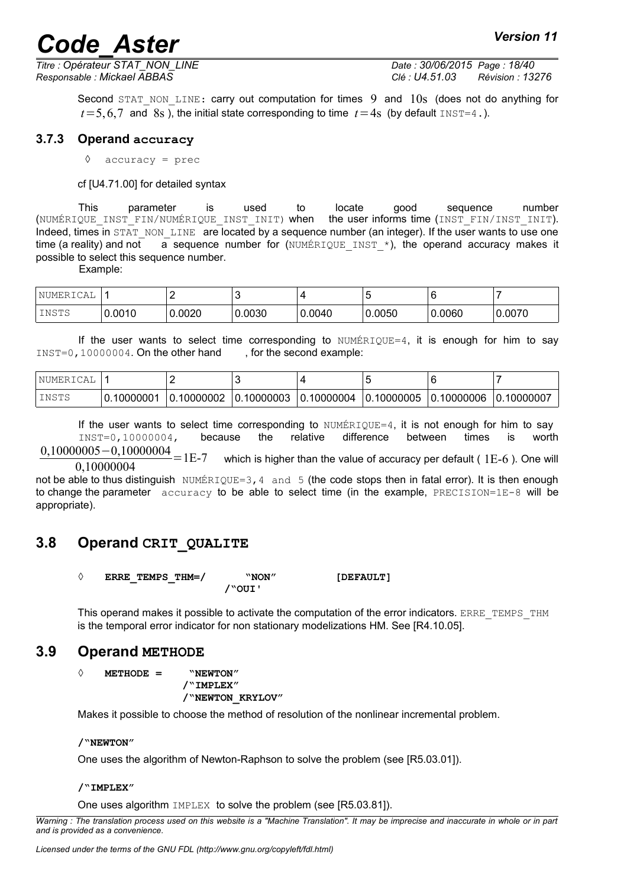Second STAT_NON_LINE: carry out computation for times $9$ and $10\mathrm{s}$ (does not do anything for $t=5,6,7$ and $8\mathrm{s}$ ), the initial state corresponding to time $t=4\mathrm{s}$ (by default INST=4.).

### 3.7.3 Operand accuracy

◊ accuracy = prec

cf [U4.71.00] for detailed syntax

This parameter is used to locate good sequence number (NUMÉRIQUE_INST_FIN/NUMÉRIQUE_INST_INIT) when the user informs time (INST_FIN/INST_INIT). Indeed, times in STAT_NON_LINE are located by a sequence number (an integer). If the user wants to use one time (a reality) and not a sequence number for (NUMÉRIQUE_INST_*), the operand accuracy makes it possible to select this sequence number.

Example:

| NUMERICAL | 1 | 2 | 3 | 4 | 5 | 6 | 7 |
|---|---|---|---|---|---|---|---|
| INSTS | 0.0010 | 0.0020 | 0.0030 | 0.0040 | 0.0050 | 0.0060 | 0.0070 |

If the user wants to select time corresponding to NUMÉRIQUE=4, it is enough for him to say INST=0,10000004. On the other hand , for the second example:

| NUMERICAL | 1 | 2 | 3 | 4 | 5 | 6 | 7 |
|---|---|---|---|---|---|---|---|
| INSTS | 0.10000001 | 0.10000002 | 0.10000003 | 0.10000004 | 0.10000005 | 0.10000006 | 0.10000007 |

If the user wants to select time corresponding to NUMÉRIQUE=4, it is not enough for him to say INST=0,10000004, because the relative difference between times is worth $\frac{0{,}10000005-0{,}10000004}{0{,}10000004}=1\mathrm{E}\text{-}7$ which is higher than the value of accuracy per default ( $1\mathrm{E}\text{-}6$ ). One will not be able to thus distinguish NUMÉRIQUE=3,4 and 5 (the code stops then in fatal error). It is then enough to change the parameter accuracy to be able to select time (in the example, PRECISION=1E-8 will be appropriate).

## 3.8 Operand CRIT_QUALITE

◊ **ERRE_TEMPS_THM=/ "NON" [DEFAULT]**
**/"OUI'**

This operand makes it possible to activate the computation of the error indicators. ERRE_TEMPS_THM is the temporal error indicator for non stationary modelizations HM. See [R4.10.05].

## 3.9 Operand METHODE

◊ **METHODE = "NEWTON"**
**/"IMPLEX"**
**/"NEWTON_KRYLOV"**

Makes it possible to choose the method of resolution of the nonlinear incremental problem.

**/"NEWTON"**

One uses the algorithm of Newton-Raphson to solve the problem (see [R5.03.01]).

**/"IMPLEX"**

One uses algorithm IMPLEX to solve the problem (see [R5.03.81]).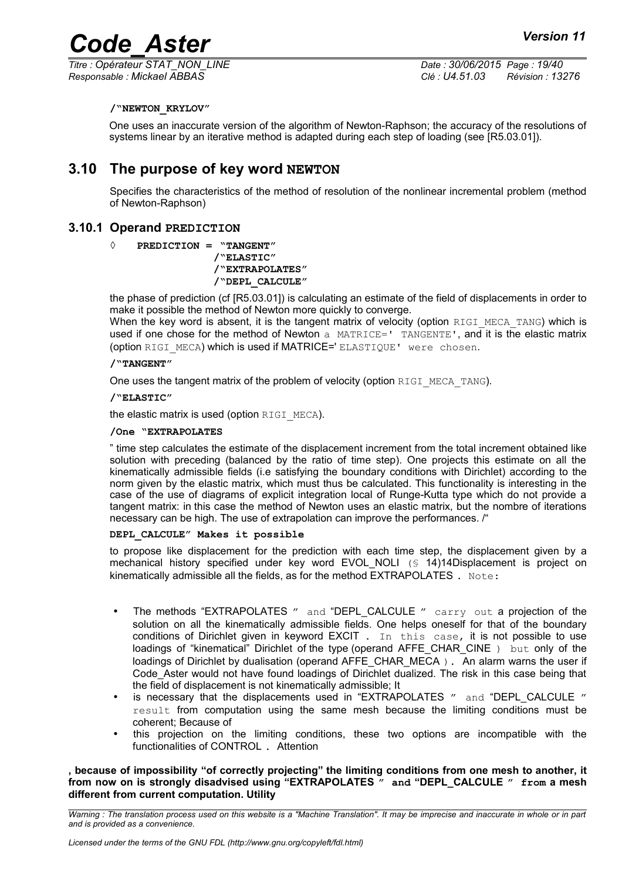**/"NEWTON_KRYLOV"**

One uses an inaccurate version of the algorithm of Newton-Raphson; the accuracy of the resolutions of systems linear by an iterative method is adapted during each step of loading (see [R5.03.01]).

## 3.10 The purpose of key word NEWTON

Specifies the characteristics of the method of resolution of the nonlinear incremental problem (method of Newton-Raphson)

### 3.10.1 Operand PREDICTION

◊ **PREDICTION = "TANGENT"**
**/"ELASTIC"**
**/"EXTRAPOLATES"**
**/"DEPL_CALCULE"**

the phase of prediction (cf [R5.03.01]) is calculating an estimate of the field of displacements in order to make it possible the method of Newton more quickly to converge.
When the key word is absent, it is the tangent matrix of velocity (option RIGI_MECA_TANG) which is used if one chose for the method of Newton a MATRICE=' TANGENTE', and it is the elastic matrix (option RIGI_MECA) which is used if MATRICE=' ELASTIQUE' were chosen.

**/"TANGENT"**

One uses the tangent matrix of the problem of velocity (option RIGI_MECA_TANG).

**/"ELASTIC"**

the elastic matrix is used (option RIGI_MECA).

**/One "EXTRAPOLATES**

" time step calculates the estimate of the displacement increment from the total increment obtained like solution with preceding (balanced by the ratio of time step). One projects this estimate on all the kinematically admissible fields (i.e satisfying the boundary conditions with Dirichlet) according to the norm given by the elastic matrix, which must thus be calculated. This functionality is interesting in the case of the use of diagrams of explicit integration local of Runge-Kutta type which do not provide a tangent matrix: in this case the method of Newton uses an elastic matrix, but the nombre of iterations necessary can be high. The use of extrapolation can improve the performances. /"

**DEPL_CALCULE" Makes it possible**

to propose like displacement for the prediction with each time step, the displacement given by a mechanical history specified under key word EVOL_NOLI (§ 14)14Displacement is project on kinematically admissible all the fields, as for the method EXTRAPOLATES . Note:

- The methods "EXTRAPOLATES " and "DEPL_CALCULE " carry out a projection of the solution on all the kinematically admissible fields. One helps oneself for that of the boundary conditions of Dirichlet given in keyword EXCIT . In this case, it is not possible to use loadings of "kinematical" Dirichlet of the type (operand AFFE_CHAR_CINE ) but only of the loadings of Dirichlet by dualisation (operand AFFE_CHAR_MECA ). An alarm warns the user if Code_Aster would not have found loadings of Dirichlet dualized. The risk in this case being that the field of displacement is not kinematically admissible; It
- is necessary that the displacements used in "EXTRAPOLATES " and "DEPL_CALCULE " result from computation using the same mesh because the limiting conditions must be coherent; Because of
- this projection on the limiting conditions, these two options are incompatible with the functionalities of CONTROL . Attention

**, because of impossibility "of correctly projecting" the limiting conditions from one mesh to another, it from now on is strongly disadvised using "EXTRAPOLATES " and "DEPL_CALCULE " from a mesh different from current computation. Utility**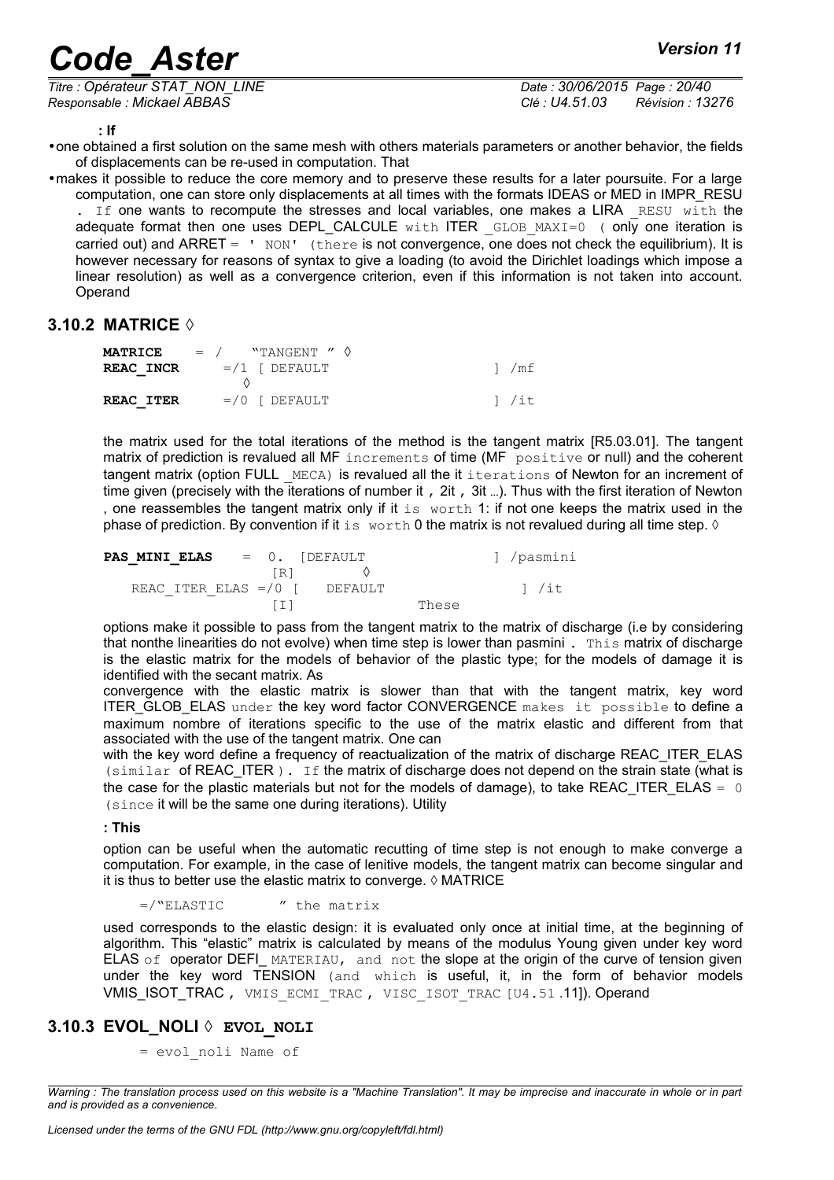**: If**

- one obtained a first solution on the same mesh with others materials parameters or another behavior, the fields of displacements can be re-used in computation. That
- makes it possible to reduce the core memory and to preserve these results for a later poursuite. For a large computation, one can store only displacements at all times with the formats IDEAS or MED in IMPR_RESU . If one wants to recompute the stresses and local variables, one makes a LIRA _RESU with the adequate format then one uses DEPL_CALCULE with ITER _GLOB_MAXI=0 ( only one iteration is carried out) and ARRET = ' NON' (there is not convergence, one does not check the equilibrium). It is however necessary for reasons of syntax to give a loading (to avoid the Dirichlet loadings which impose a linear resolution) as well as a convergence criterion, even if this information is not taken into account. Operand

### 3.10.2 MATRICE ◊

```
MATRICE    = /    "TANGENT " ◊
REAC_INCR     =/1 [ DEFAULT                ] /mf
               ◊
REAC_ITER     =/0 [ DEFAULT                ] /it
```

the matrix used for the total iterations of the method is the tangent matrix [R5.03.01]. The tangent matrix of prediction is revalued all MF increments of time (MF positive or null) and the coherent tangent matrix (option FULL _MECA) is revalued all the it iterations of Newton for an increment of time given (precisely with the iterations of number it , 2it , 3it ...). Thus with the first iteration of Newton , one reassembles the tangent matrix only if it is worth 1: if not one keeps the matrix used in the phase of prediction. By convention if it is worth 0 the matrix is not revalued during all time step. ◊

```
PAS_MINI_ELAS    =  0.  [DEFAULT              ] /pasmini
                  [R]       ◊
   REAC_ITER_ELAS =/0 [    DEFAULT                 ] /it
                  [I]               These
```

options make it possible to pass from the tangent matrix to the matrix of discharge (i.e by considering that nonthe linearities do not evolve) when time step is lower than pasmini . This matrix of discharge is the elastic matrix for the models of behavior of the plastic type; for the models of damage it is identified with the secant matrix. As

convergence with the elastic matrix is slower than that with the tangent matrix, key word ITER_GLOB_ELAS under the key word factor CONVERGENCE makes it possible to define a maximum nombre of iterations specific to the use of the matrix elastic and different from that associated with the use of the tangent matrix. One can

with the key word define a frequency of reactualization of the matrix of discharge REAC_ITER_ELAS (similar of REAC_ITER ). If the matrix of discharge does not depend on the strain state (what is the case for the plastic materials but not for the models of damage), to take REAC_ITER_ELAS = 0 (since it will be the same one during iterations). Utility

**: This**

option can be useful when the automatic recutting of time step is not enough to make converge a computation. For example, in the case of lenitive models, the tangent matrix can become singular and it is thus to better use the elastic matrix to converge. ◊ MATRICE

```
=/"ELASTIC       " the matrix
```

used corresponds to the elastic design: it is evaluated only once at initial time, at the beginning of algorithm. This "elastic" matrix is calculated by means of the modulus Young given under key word ELAS of operator DEFI_ MATERIAU, and not the slope at the origin of the curve of tension given under the key word TENSION (and which is useful, it, in the form of behavior models VMIS_ISOT_TRAC , VMIS_ECMI_TRAC , VISC_ISOT_TRAC [U4.51 .11]). Operand

### 3.10.3 EVOL_NOLI ◊ EVOL_NOLI

```
= evol_noli Name of
```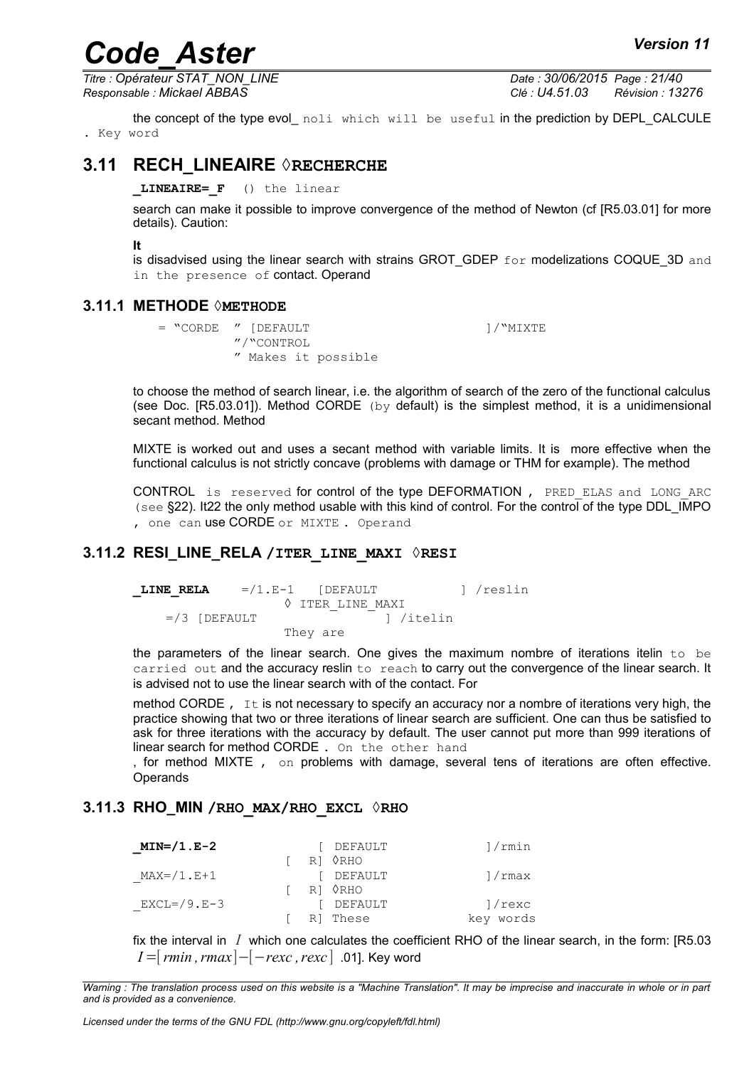the concept of the type evol_ noli which will be useful in the prediction by DEPL_CALCULE . Key word

## 3.11 RECH_LINEAIRE ◊RECHERCHE

**_LINEAIRE=_F** () the linear

search can make it possible to improve convergence of the method of Newton (cf [R5.03.01] for more details). Caution:

**It**

is disadvised using the linear search with strains GROT_GDEP for modelizations COQUE_3D and in the presence of contact. Operand

### 3.11.1 METHODE ◊METHODE

```
= "CORDE  " [DEFAULT                    ]/"MIXTE
            "/"CONTROL
            " Makes it possible
```

to choose the method of search linear, i.e. the algorithm of search of the zero of the functional calculus (see Doc. [R5.03.01]). Method CORDE (by default) is the simplest method, it is a unidimensional secant method. Method

MIXTE is worked out and uses a secant method with variable limits. It is more effective when the functional calculus is not strictly concave (problems with damage or THM for example). The method

CONTROL is reserved for control of the type DEFORMATION , PRED_ELAS and LONG_ARC (see §22). It22 the only method usable with this kind of control. For the control of the type DDL_IMPO , one can use CORDE or MIXTE . Operand

### 3.11.2 RESI_LINE_RELA /ITER_LINE_MAXI ◊RESI

```
_LINE_RELA     =/1.E-1   [DEFAULT           ] /reslin
                    ◊ ITER_LINE_MAXI
    =/3 [DEFAULT                  ] /itelin
                    They are
```

the parameters of the linear search. One gives the maximum nombre of iterations itelin to be carried out and the accuracy reslin to reach to carry out the convergence of the linear search. It is advised not to use the linear search with of the contact. For

method CORDE , It is not necessary to specify an accuracy nor a nombre of iterations very high, the practice showing that two or three iterations of linear search are sufficient. One can thus be satisfied to ask for three iterations with the accuracy by default. The user cannot put more than 999 iterations of linear search for method CORDE . On the other hand

, for method MIXTE , on problems with damage, several tens of iterations are often effective. Operands

### 3.11.3 RHO_MIN /RHO_MAX/RHO_EXCL ◊RHO

```
_MIN=/1.E-2            [ DEFAULT            ]/rmin
                    [  R] ◊RHO
_MAX=/1.E+1            [ DEFAULT            ]/rmax
                    [  R] ◊RHO
_EXCL=/9.E-3           [ DEFAULT            ]/rexc
                    [  R] These           key words
```

fix the interval in $I$ which one calculates the coefficient RHO of the linear search, in the form: [R5.03 $I=[rmin,rmax]-[-rexc,rexc]$ .01]. Key word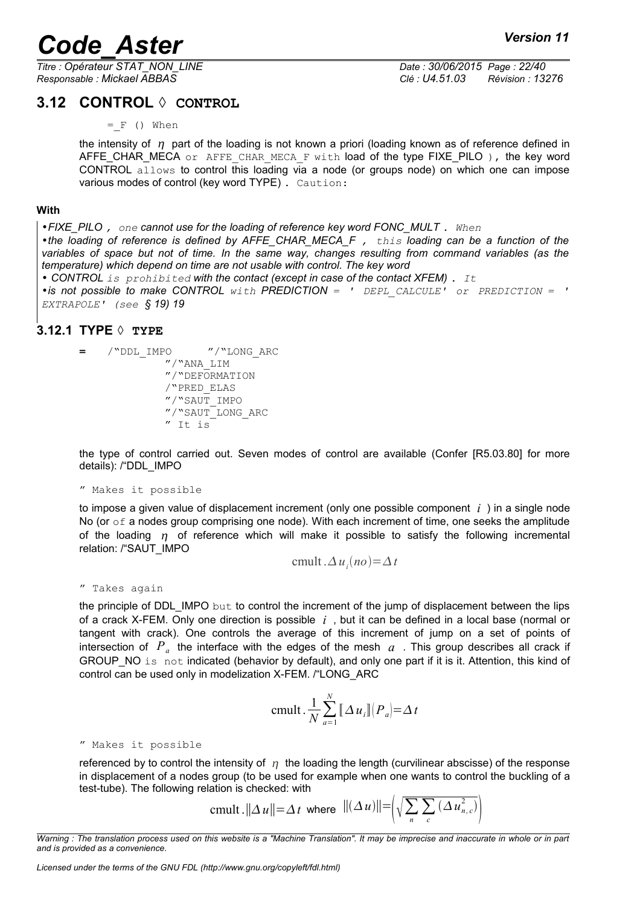## 3.12 CONTROL ◊ CONTROL

= _F () When

the intensity of $\eta$ part of the loading is not known a priori (loading known as of reference defined in AFFE_CHAR_MECA or AFFE_CHAR_MECA_F with load of the type FIXE_PILO ), the key word CONTROL allows to control this loading via a node (or groups node) on which one can impose various modes of control (key word TYPE) . Caution:

**With**

- *FIXE_PILO , one cannot use for the loading of reference key word FONC_MULT . When*
- *the loading of reference is defined by AFFE_CHAR_MECA_F , this loading can be a function of the variables of space but not of time. In the same way, changes resulting from command variables (as the temperature) which depend on time are not usable with control. The key word*
- *CONTROL is prohibited with the contact (except in case of the contact XFEM) . It*
- *is not possible to make CONTROL with PREDICTION = ' DEPL_CALCULE' or PREDICTION = ' EXTRAPOLE' (see § 19) 19*

### 3.12.1 TYPE ◊ TYPE

```
=    /"DDL_IMPO       "/"LONG_ARC
           "/"ANA_LIM
           "/"DEFORMATION
           /"PRED_ELAS
           "/"SAUT_IMPO
           "/"SAUT_LONG_ARC
           " It is
```

the type of control carried out. Seven modes of control are available (Confer [R5.03.80] for more details): /"DDL_IMPO

" Makes it possible

to impose a given value of displacement increment (only one possible component $i$ ) in a single node No (or of a nodes group comprising one node). With each increment of time, one seeks the amplitude of the loading $\eta$ of reference which will make it possible to satisfy the following incremental relation: /"SAUT_IMPO

$$\text{cmult}.\Delta u_i(no)=\Delta t$$

" Takes again

the principle of DDL_IMPO but to control the increment of the jump of displacement between the lips of a crack X-FEM. Only one direction is possible $i$ , but it can be defined in a local base (normal or tangent with crack). One controls the average of this increment of jump on a set of points of intersection of $P_a$ the interface with the edges of the mesh $a$ . This group describes all crack if GROUP_NO is not indicated (behavior by default), and only one part if it is it. Attention, this kind of control can be used only in modelization X-FEM. /"LONG_ARC

$$\text{cmult}.\frac{1}{N}\sum_{a=1}^{N}[\![\Delta u_i]\!](P_a)=\Delta t$$

" Makes it possible

referenced by to control the intensity of $\eta$ the loading the length (curvilinear abscisse) of the response in displacement of a nodes group (to be used for example when one wants to control the buckling of a test-tube). The following relation is checked: with

$$\text{cmult}.\|\Delta u\|=\Delta t \text{ where } \|(\Delta u)\|=\left(\sqrt{\sum_n\sum_c(\Delta u_{n,c}^2)}\right)$$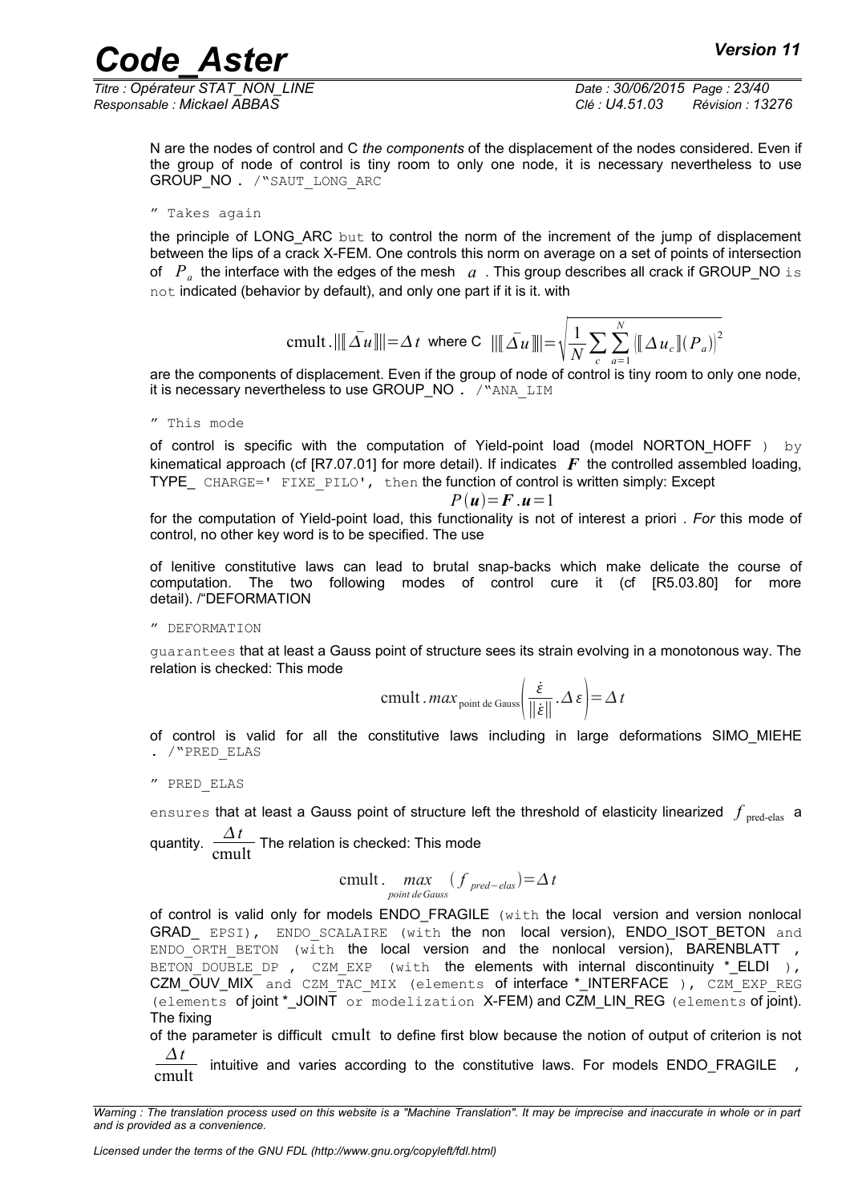N are the nodes of control and C *the components* of the displacement of the nodes considered. Even if the group of node of control is tiny room to only one node, it is necessary nevertheless to use GROUP_NO . /"SAUT_LONG_ARC

" Takes again

the principle of LONG_ARC but to control the norm of the increment of the jump of displacement between the lips of a crack X-FEM. One controls this norm on average on a set of points of intersection of $P_a$ the interface with the edges of the mesh $a$ . This group describes all crack if GROUP_NO is not indicated (behavior by default), and only one part if it is it. with

$$\text{cmult}.|||[\![\bar{\Delta u}]\!]|||=\Delta t \text{ where C } |||[\![\bar{\Delta u}]\!]|||=\sqrt{\frac{1}{N}\sum_{c}\sum_{a=1}^{N}\left([\![\Delta u_c]\!](P_a)\right)^2}$$

are the components of displacement. Even if the group of node of control is tiny room to only one node, it is necessary nevertheless to use GROUP_NO . /"ANA_LIM

" This mode

of control is specific with the computation of Yield-point load (model NORTON_HOFF ) by kinematical approach (cf [R7.07.01] for more detail). If indicates $\boldsymbol{F}$ the controlled assembled loading, TYPE_ CHARGE=' FIXE_PILO', then the function of control is written simply: Except

$$P(\boldsymbol{u})=\boldsymbol{F}.\boldsymbol{u}=1$$

for the computation of Yield-point load, this functionality is not of interest a priori . *For* this mode of control, no other key word is to be specified. The use

of lenitive constitutive laws can lead to brutal snap-backs which make delicate the course of computation. The two following modes of control cure it (cf [R5.03.80] for more detail). /"DEFORMATION

" DEFORMATION

guarantees that at least a Gauss point of structure sees its strain evolving in a monotonous way. The relation is checked: This mode

$$\text{cmult}.max_{\text{point de Gauss}}\left(\frac{\dot{\varepsilon}}{\|\dot{\varepsilon}\|}.\Delta\varepsilon\right)=\Delta t$$

of control is valid for all the constitutive laws including in large deformations SIMO_MIEHE . /"PRED_ELAS

" PRED_ELAS

ensures that at least a Gauss point of structure left the threshold of elasticity linearized $f_{\text{pred-elas}}$ a quantity. $\frac{\Delta t}{\text{cmult}}$ The relation is checked: This mode

$$\text{cmult}.\max_{point\,de\,Gauss}(f_{pred-elas})=\Delta t$$

of control is valid only for models ENDO_FRAGILE (with the local version and version nonlocal GRAD_ EPSI), ENDO_SCALAIRE (with the non local version), ENDO_ISOT_BETON and ENDO_ORTH_BETON (with the local version and the nonlocal version), BARENBLATT , BETON_DOUBLE_DP , CZM_EXP (with the elements with internal discontinuity *_ELDI ), CZM_OUV_MIX and CZM_TAC_MIX (elements of interface *_INTERFACE ), CZM_EXP_REG (elements of joint *_JOINT or modelization X-FEM) and CZM_LIN_REG (elements of joint). The fixing

of the parameter is difficult cmult to define first blow because the notion of output of criterion is not $\frac{\Delta t}{\text{cmult}}$ intuitive and varies according to the constitutive laws. For models ENDO_FRAGILE ,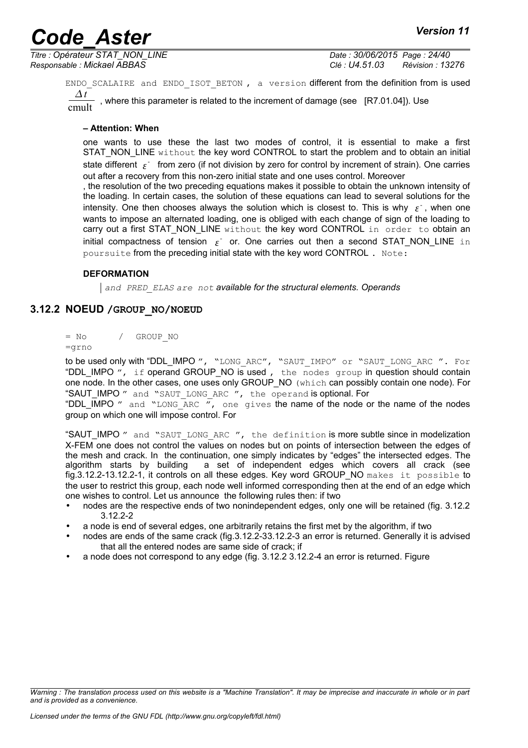ENDO_SCALAIRE and ENDO_ISOT_BETON , a version different from the definition from is used $\frac{\Delta t}{\text{cmult}}$ , where this parameter is related to the increment of damage (see [R7.01.04]). Use

**– Attention: When**

one wants to use these the last two modes of control, it is essential to make a first STAT_NON_LINE without the key word CONTROL to start the problem and to obtain an initial state different $\varepsilon^{-}$ from zero (if not division by zero for control by increment of strain). One carries out after a recovery from this non-zero initial state and one uses control. Moreover

, the resolution of the two preceding equations makes it possible to obtain the unknown intensity of the loading. In certain cases, the solution of these equations can lead to several solutions for the intensity. One then chooses always the solution which is closest to. This is why $\varepsilon^{-}$, when one wants to impose an alternated loading, one is obliged with each change of sign of the loading to carry out a first STAT_NON_LINE without the key word CONTROL in order to obtain an initial compactness of tension $\varepsilon^{-}$ or. One carries out then a second STAT_NON_LINE in poursuite from the preceding initial state with the key word CONTROL . Note:

**DEFORMATION**

*and PRED_ELAS are not available for the structural elements. Operands*

### 3.12.2 NOEUD /GROUP_NO/NOEUD

```
= No       /   GROUP_NO
=grno
```

to be used only with "DDL_IMPO ", "LONG_ARC", "SAUT_IMPO" or "SAUT_LONG_ARC ". For "DDL_IMPO ", if operand GROUP_NO is used , the nodes group in question should contain one node. In the other cases, one uses only GROUP_NO (which can possibly contain one node). For "SAUT_IMPO " and "SAUT_LONG_ARC ", the operand is optional. For
"DDL_IMPO " and "LONG_ARC ", one gives the name of the node or the name of the nodes group on which one will impose control. For

"SAUT_IMPO " and "SAUT_LONG_ARC ", the definition is more subtle since in modelization X-FEM one does not control the values on nodes but on points of intersection between the edges of the mesh and crack. In the continuation, one simply indicates by "edges" the intersected edges. The algorithm starts by building a set of independent edges which covers all crack (see fig.3.12.2-13.12.2-1, it controls on all these edges. Key word GROUP_NO makes it possible to the user to restrict this group, each node well informed corresponding then at the end of an edge which one wishes to control. Let us announce the following rules then: if two

- nodes are the respective ends of two nonindependent edges, only one will be retained (fig. 3.12.2 3.12.2-2
- a node is end of several edges, one arbitrarily retains the first met by the algorithm, if two
- nodes are ends of the same crack (fig.3.12.2-33.12.2-3 an error is returned. Generally it is advised that all the entered nodes are same side of crack; if
- a node does not correspond to any edge (fig. 3.12.2 3.12.2-4 an error is returned. Figure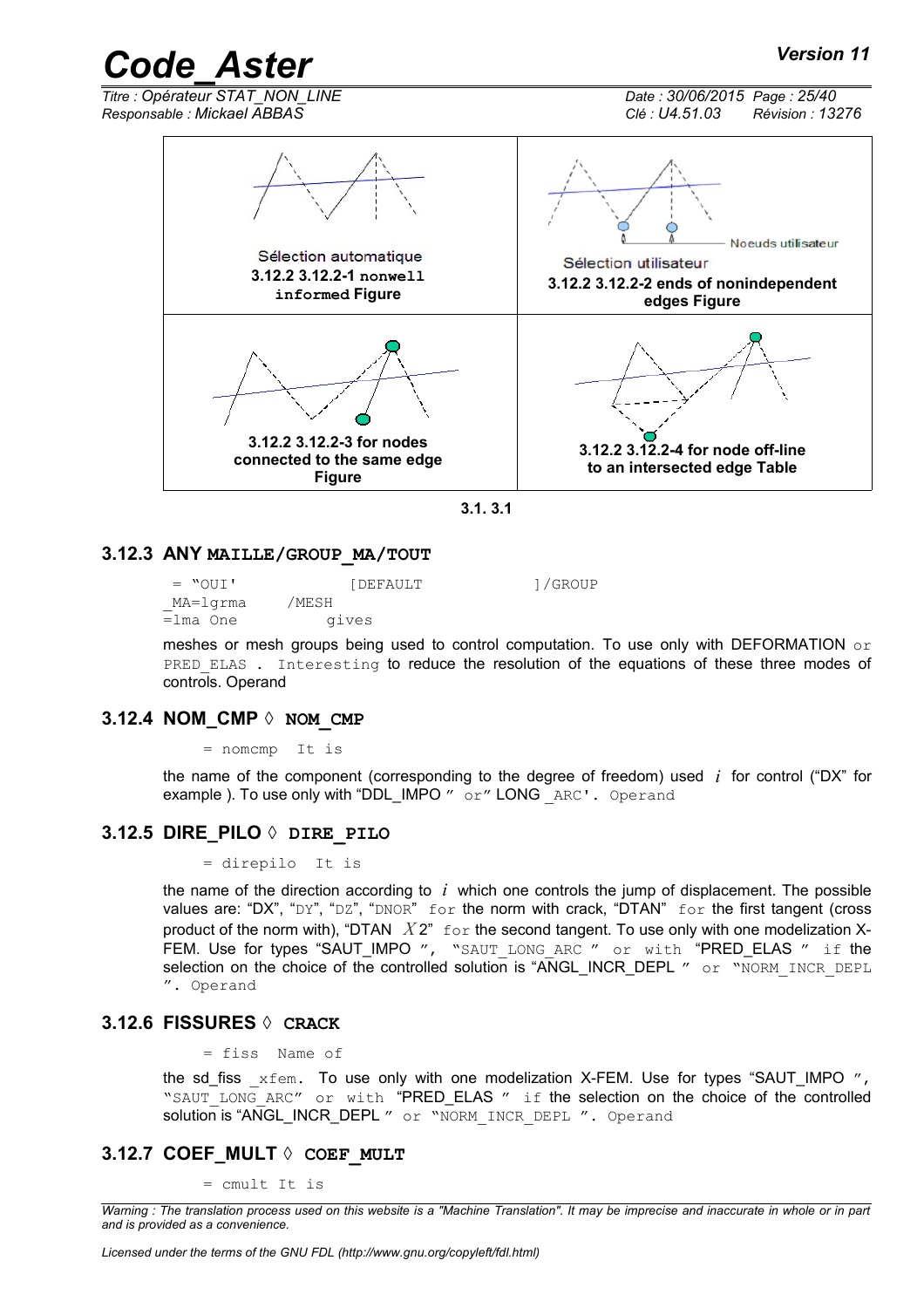| Sélection automatique<br>**3.12.2 3.12.2-1 `nonwell informed` Figure** | Sélection utilisateur<br>Noeuds utilisateur<br>**3.12.2 3.12.2-2 ends of nonindependent edges Figure** |
| --- | --- |
| **3.12.2 3.12.2-3 for nodes connected to the same edge Figure** | **3.12.2 3.12.2-4 for node off-line to an intersected edge Table** |

**3.1. 3.1**

### 3.12.3 ANY MAILLE/GROUP_MA/TOUT

```
 = "OUI'              [DEFAULT            ]/GROUP
_MA=lgrma     /MESH
=lma One           gives
```

meshes or mesh groups being used to control computation. To use only with DEFORMATION or PRED_ELAS . Interesting to reduce the resolution of the equations of these three modes of controls. Operand

### 3.12.4 NOM_CMP ◊ NOM_CMP

```
= nomcmp  It is
```

the name of the component (corresponding to the degree of freedom) used $i$ for control ("DX" for example ). To use only with "DDL_IMPO " or" LONG _ARC'. Operand

### 3.12.5 DIRE_PILO ◊ DIRE_PILO

```
= direpilo  It is
```

the name of the direction according to $i$ which one controls the jump of displacement. The possible values are: "DX", "DY", "DZ", "DNOR" for the norm with crack, "DTAN" for the first tangent (cross product of the norm with), "DTAN $X$2" for the second tangent. To use only with one modelization X-FEM. Use for types "SAUT_IMPO ", "SAUT_LONG_ARC " or with "PRED_ELAS " if the selection on the choice of the controlled solution is "ANGL_INCR_DEPL " or "NORM_INCR_DEPL ". Operand

### 3.12.6 FISSURES ◊ CRACK

```
= fiss  Name of
```

the sd_fiss _xfem. To use only with one modelization X-FEM. Use for types "SAUT_IMPO ", "SAUT_LONG_ARC" or with "PRED_ELAS " if the selection on the choice of the controlled solution is "ANGL_INCR_DEPL " or "NORM_INCR_DEPL ". Operand

### 3.12.7 COEF_MULT ◊ COEF_MULT

```
= cmult It is
```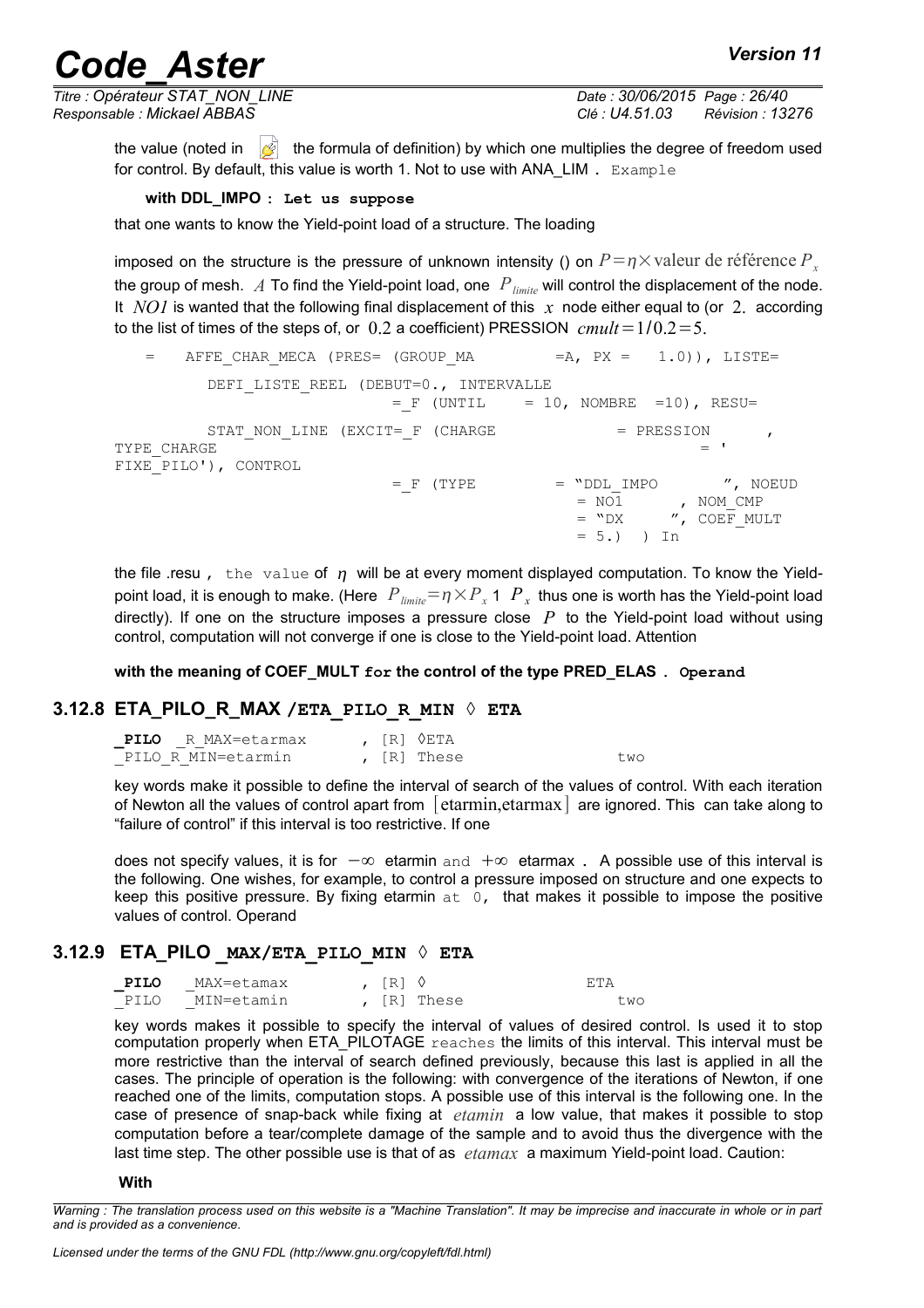the value (noted in the formula of definition) by which one multiplies the degree of freedom used for control. By default, this value is worth 1. Not to use with ANA_LIM . Example

**with DDL_IMPO : Let us suppose**

that one wants to know the Yield-point load of a structure. The loading

imposed on the structure is the pressure of unknown intensity () on $P = \eta \times \text{valeur de référence } P_x$ the group of mesh. $A$ To find the Yield-point load, one $P_{limite}$ will control the displacement of the node. It $NO1$ is wanted that the following final displacement of this $x$ node either equal to (or $2.$ according to the list of times of the steps of, or $0.2$ a coefficient) PRESSION $cmult = 1/0.2 = 5.$

```
=    AFFE_CHAR_MECA (PRES= (GROUP_MA         =A, PX =   1.0)), LISTE=

        DEFI_LISTE_REEL (DEBUT=0., INTERVALLE
                          =_F (UNTIL    = 10, NOMBRE  =10), RESU=

        STAT_NON_LINE (EXCIT=_F (CHARGE             = PRESSION      ,
TYPE_CHARGE                                                        = '
FIXE_PILO'), CONTROL
                          =_F (TYPE         = "DDL_IMPO        ", NOEUD
                                            = NO1       , NOM_CMP
                                            = "DX      ", COEF_MULT
                                            = 5.)  ) In
```

the file .resu , the value of $\eta$ will be at every moment displayed computation. To know the Yield-point load, it is enough to make. (Here $P_{limite} = \eta \times P_x$ 1 $P_x$ thus one is worth has the Yield-point load directly). If one on the structure imposes a pressure close $P$ to the Yield-point load without using control, computation will not converge if one is close to the Yield-point load. Attention

**with the meaning of COEF_MULT for the control of the type PRED_ELAS . Operand**

### 3.12.8 ETA_PILO_R_MAX /ETA_PILO_R_MIN ◊ ETA

```
_PILO  _R_MAX=etarmax      , [R] ◊ETA
_PILO_R_MIN=etarmin        , [R] These                 two
```

key words make it possible to define the interval of search of the values of control. With each iteration of Newton all the values of control apart from $[\text{etarmin,etarmax}]$ are ignored. This can take along to "failure of control" if this interval is too restrictive. If one

does not specify values, it is for $-\infty$ etarmin and $+\infty$ etarmax . A possible use of this interval is the following. One wishes, for example, to control a pressure imposed on structure and one expects to keep this positive pressure. By fixing etarmin at 0, that makes it possible to impose the positive values of control. Operand

### 3.12.9 ETA_PILO _MAX/ETA_PILO_MIN ◊ ETA

```
_PILO   _MAX=etamax        , [R] ◊                 ETA
_PILO   _MIN=etamin        , [R] These                 two
```

key words makes it possible to specify the interval of values of desired control. Is used it to stop computation properly when ETA_PILOTAGE reaches the limits of this interval. This interval must be more restrictive than the interval of search defined previously, because this last is applied in all the cases. The principle of operation is the following: with convergence of the iterations of Newton, if one reached one of the limits, computation stops. A possible use of this interval is the following one. In the case of presence of snap-back while fixing at *etamin* a low value, that makes it possible to stop computation before a tear/complete damage of the sample and to avoid thus the divergence with the last time step. The other possible use is that of as *etamax* a maximum Yield-point load. Caution:

**With**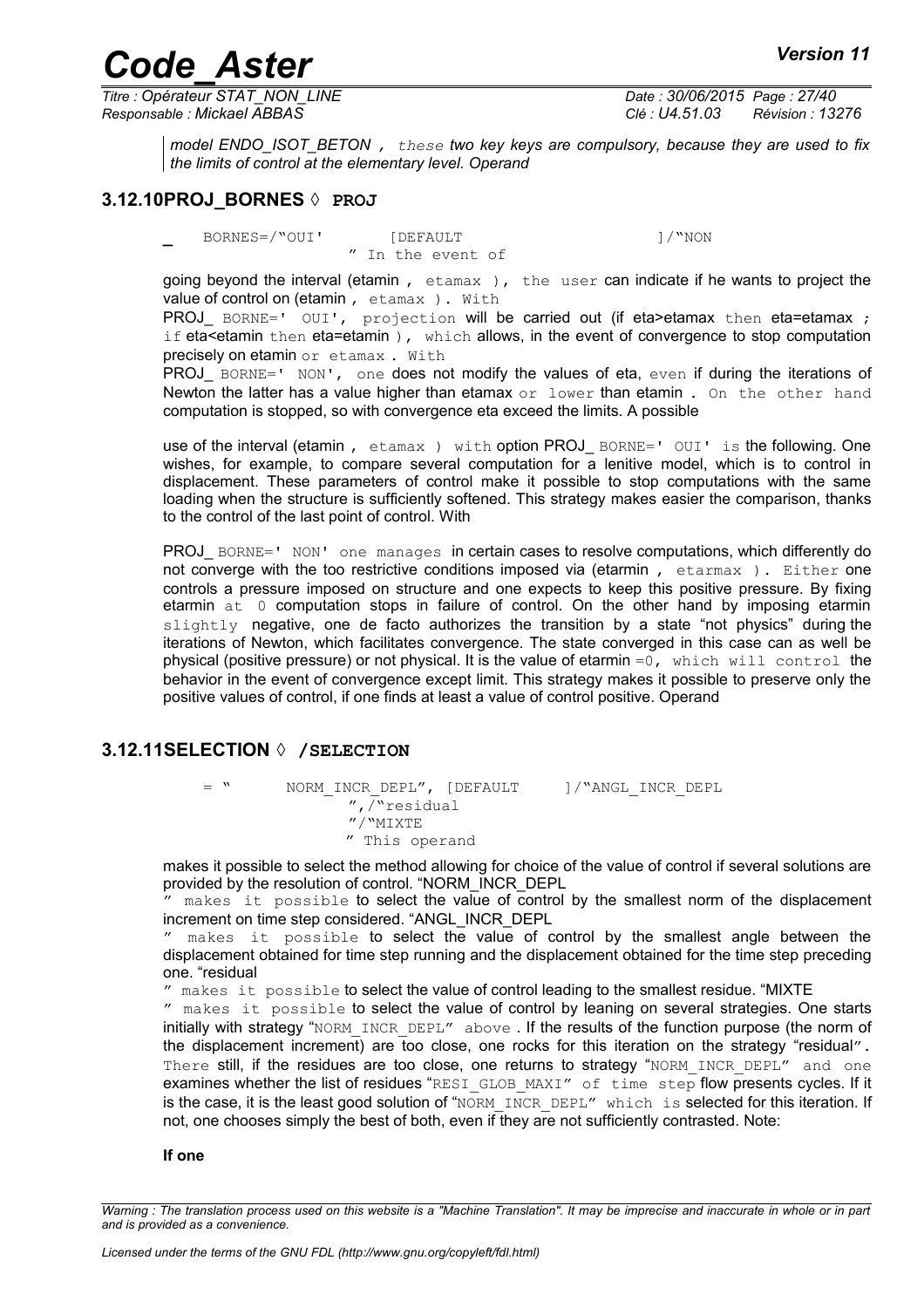*model ENDO_ISOT_BETON , these two key keys are compulsory, because they are used to fix the limits of control at the elementary level. Operand*

### 3.12.10PROJ_BORNES ◊ PROJ

_ BORNES=/"OUI' [DEFAULT ]/"NON " In the event of

going beyond the interval (etamin , etamax ), the user can indicate if he wants to project the value of control on (etamin , etamax ). With

PROJ_ BORNE=' OUI', projection will be carried out (if eta>etamax then eta=etamax ; if eta<etamin then eta=etamin ), which allows, in the event of convergence to stop computation precisely on etamin or etamax . With

PROJ_ BORNE=' NON', one does not modify the values of eta, even if during the iterations of Newton the latter has a value higher than etamax or lower than etamin . On the other hand computation is stopped, so with convergence eta exceed the limits. A possible

use of the interval (etamin , etamax ) with option PROJ_ BORNE=' OUI' is the following. One wishes, for example, to compare several computation for a lenitive model, which is to control in displacement. These parameters of control make it possible to stop computations with the same loading when the structure is sufficiently softened. This strategy makes easier the comparison, thanks to the control of the last point of control. With

PROJ_ BORNE=' NON' one manages in certain cases to resolve computations, which differently do not converge with the too restrictive conditions imposed via (etarmin , etarmax ). Either one controls a pressure imposed on structure and one expects to keep this positive pressure. By fixing etarmin at 0 computation stops in failure of control. On the other hand by imposing etarmin slightly negative, one de facto authorizes the transition by a state "not physics" during the iterations of Newton, which facilitates convergence. The state converged in this case can as well be physical (positive pressure) or not physical. It is the value of etarmin =0, which will control the behavior in the event of convergence except limit. This strategy makes it possible to preserve only the positive values of control, if one finds at least a value of control positive. Operand

### 3.12.11SELECTION ◊ /SELECTION

```
= "     NORM_INCR_DEPL", [DEFAULT     ]/"ANGL_INCR_DEPL
             ",/"residual
             "/"MIXTE
             " This operand
```

makes it possible to select the method allowing for choice of the value of control if several solutions are provided by the resolution of control. "NORM_INCR_DEPL

" makes it possible to select the value of control by the smallest norm of the displacement increment on time step considered. "ANGL_INCR_DEPL

" makes it possible to select the value of control by the smallest angle between the displacement obtained for time step running and the displacement obtained for the time step preceding one. "residual

" makes it possible to select the value of control leading to the smallest residue. "MIXTE

" makes it possible to select the value of control by leaning on several strategies. One starts initially with strategy "NORM_INCR_DEPL" above . If the results of the function purpose (the norm of the displacement increment) are too close, one rocks for this iteration on the strategy "residual". There still, if the residues are too close, one returns to strategy "NORM_INCR_DEPL" and one examines whether the list of residues "RESI_GLOB_MAXI" of time step flow presents cycles. If it is the case, it is the least good solution of "NORM_INCR_DEPL" which is selected for this iteration. If not, one chooses simply the best of both, even if they are not sufficiently contrasted. Note:

**If one**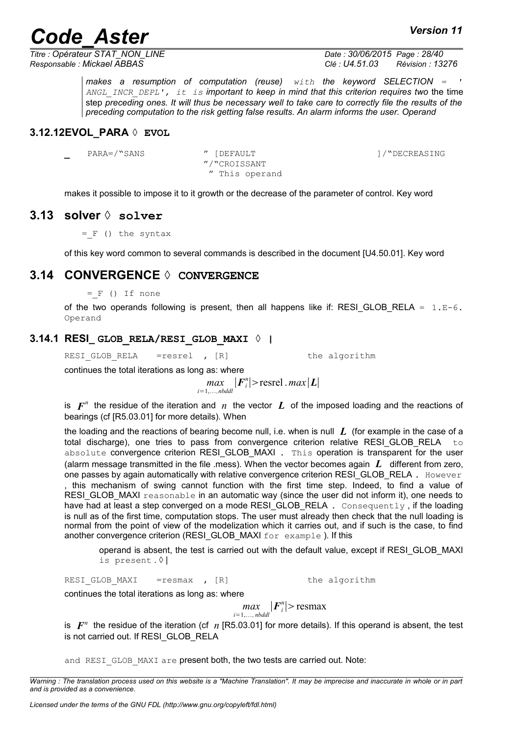*makes a resumption of computation (reuse) with the keyword SELECTION = ' ANGL_INCR_DEPL', it is important to keep in mind that this criterion requires two* the time step *preceding ones. It will thus be necessary well to take care to correctly file the results of the preceding computation to the risk getting false results. An alarm informs the user. Operand*

### 3.12.12EVOL_PARA ◊ EVOL

```
_    PARA=/"SANS          " [DEFAULT                    ]/"DECREASING
                          "/"CROISSANT
                           " This operand
```

makes it possible to impose it to it growth or the decrease of the parameter of control. Key word

## 3.13 solver ◊ solver

```
= _F () the syntax
```

of this key word common to several commands is described in the document [U4.50.01]. Key word

## 3.14 CONVERGENCE ◊ CONVERGENCE

```
= _F () If none
```

of the two operands following is present, then all happens like if: RESI_GLOB_RELA = 1.E-6. Operand

### 3.14.1 RESI_ GLOB_RELA/RESI_GLOB_MAXI ◊ |

```
RESI_GLOB_RELA    =resrel  , [R]              the algorithm
```

continues the total iterations as long as: where

$$\max_{i=1,\ldots,nbddl} |F_i^n| > \text{resrel} . \max |L|$$

is $F^n$ the residue of the iteration and $n$ the vector $L$ of the imposed loading and the reactions of bearings (cf [R5.03.01] for more details). When

the loading and the reactions of bearing become null, i.e. when is null $L$ (for example in the case of a total discharge), one tries to pass from convergence criterion relative RESI_GLOB_RELA to absolute convergence criterion RESI_GLOB_MAXI . This operation is transparent for the user (alarm message transmitted in the file .mess). When the vector becomes again $L$ different from zero, one passes by again automatically with relative convergence criterion RESI_GLOB_RELA . However , this mechanism of swing cannot function with the first time step. Indeed, to find a value of RESI_GLOB_MAXI reasonable in an automatic way (since the user did not inform it), one needs to have had at least a step converged on a mode RESI_GLOB_RELA . Consequently , if the loading is null as of the first time, computation stops. The user must already then check that the null loading is normal from the point of view of the modelization which it carries out, and if such is the case, to find another convergence criterion (RESI_GLOB_MAXI for example ). If this

> operand is absent, the test is carried out with the default value, except if RESI_GLOB_MAXI is present.◊|

```
RESI_GLOB_MAXI    =resmax  , [R]              the algorithm
```

continues the total iterations as long as: where

$$\max_{i=1,\ldots,nbddl} |F_i^n| > \text{resmax}$$

is $F^n$ the residue of the iteration (cf $n$ [R5.03.01] for more details). If this operand is absent, the test is not carried out. If RESI_GLOB_RELA

and RESI_GLOB_MAXI are present both, the two tests are carried out. Note: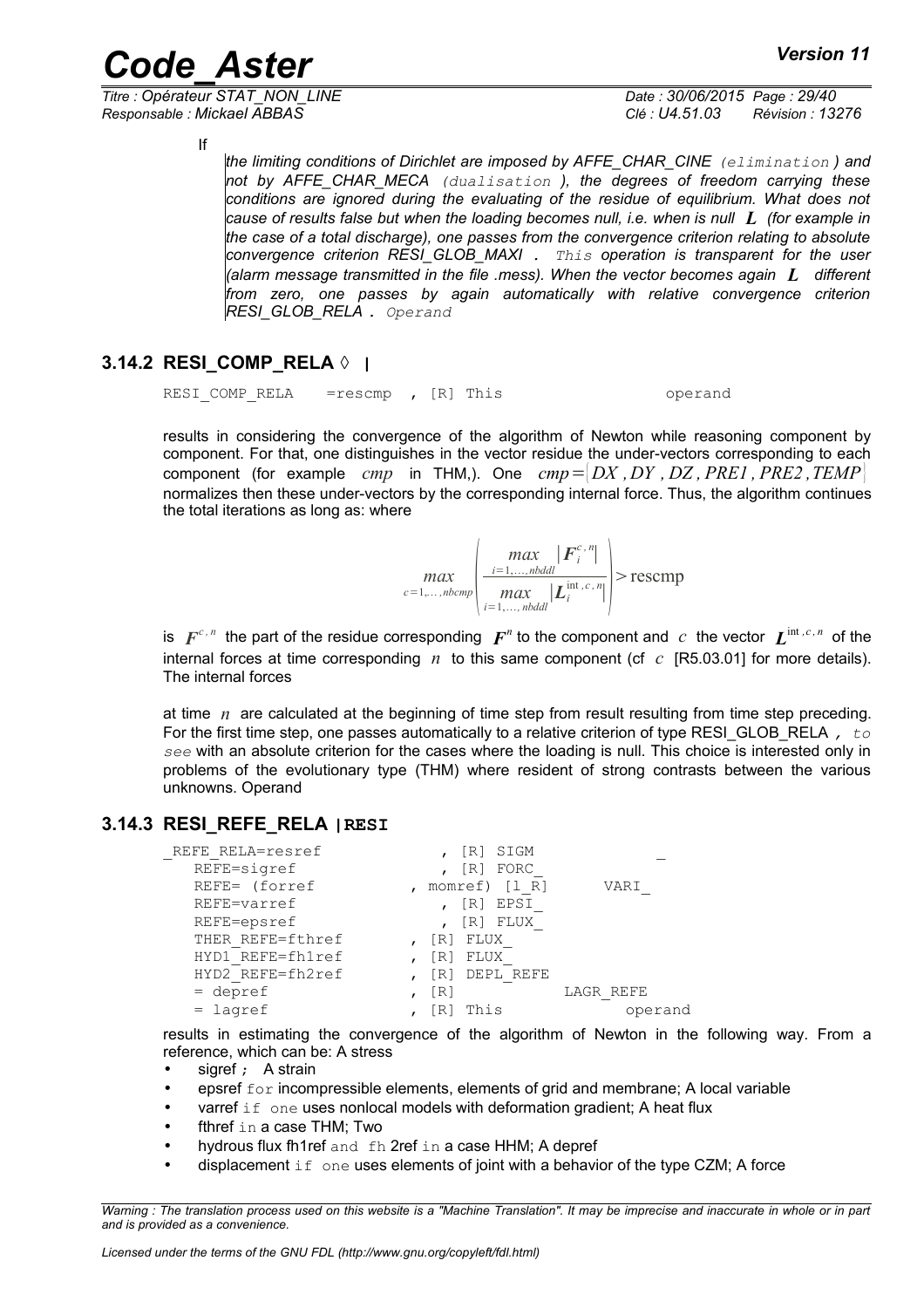If

*the limiting conditions of Dirichlet are imposed by AFFE_CHAR_CINE (elimination ) and not by AFFE_CHAR_MECA (dualisation ), the degrees of freedom carrying these conditions are ignored during the evaluating of the residue of equilibrium. What does not cause of results false but when the loading becomes null, i.e. when is null $L$ (for example in the case of a total discharge), one passes from the convergence criterion relating to absolute convergence criterion RESI_GLOB_MAXI . This operation is transparent for the user (alarm message transmitted in the file .mess). When the vector becomes again $L$ different from zero, one passes by again automatically with relative convergence criterion RESI_GLOB_RELA . Operand*

### 3.14.2 RESI_COMP_RELA ◊ |

```
RESI_COMP_RELA    =rescmp  , [R] This                    operand
```

results in considering the convergence of the algorithm of Newton while reasoning component by component. For that, one distinguishes in the vector residue the under-vectors corresponding to each component (for example $cmp$ in THM,). One $cmp=[DX, DY, DZ, PRE1, PRE2, TEMP]$ normalizes then these under-vectors by the corresponding internal force. Thus, the algorithm continues the total iterations as long as: where

$$\max_{c=1,\ldots,nbcmp}\left(\frac{\max\limits_{i=1,\ldots,nbddl}|F_i^{c,n}|}{\max\limits_{i=1,\ldots,nbddl}|L_i^{\text{int},c,n}|}\right)>\text{rescmp}$$

is $F^{c,n}$ the part of the residue corresponding $F^n$ to the component and $c$ the vector $L^{\text{int},c,n}$ of the internal forces at time corresponding $n$ to this same component (cf $c$ [R5.03.01] for more details). The internal forces

at time $n$ are calculated at the beginning of time step from result resulting from time step preceding. For the first time step, one passes automatically to a relative criterion of type RESI_GLOB_RELA , to see with an absolute criterion for the cases where the loading is null. This choice is interested only in problems of the evolutionary type (THM) where resident of strong contrasts between the various unknowns. Operand

### 3.14.3 RESI_REFE_RELA |RESI

```
_REFE_RELA=resref           , [R] SIGM              _
   REFE=sigref              , [R] FORC_
   REFE= (forref          , momref) [l_R]       VARI_
   REFE=varref              , [R] EPSI_
   REFE=epsref              , [R] FLUX_
   THER_REFE=fthref       , [R] FLUX_
   HYD1_REFE=fh1ref       , [R] FLUX_
   HYD2_REFE=fh2ref       , [R] DEPL_REFE
   = depref               , [R]             LAGR_REFE
   = lagref               , [R] This              operand
```

results in estimating the convergence of the algorithm of Newton in the following way. From a reference, which can be: A stress

- sigref ; A strain
- epsref for incompressible elements, elements of grid and membrane; A local variable
- varref if one uses nonlocal models with deformation gradient; A heat flux
- fthref in a case THM; Two
- hydrous flux fh1ref and fh 2ref in a case HHM; A depref
- displacement if one uses elements of joint with a behavior of the type CZM; A force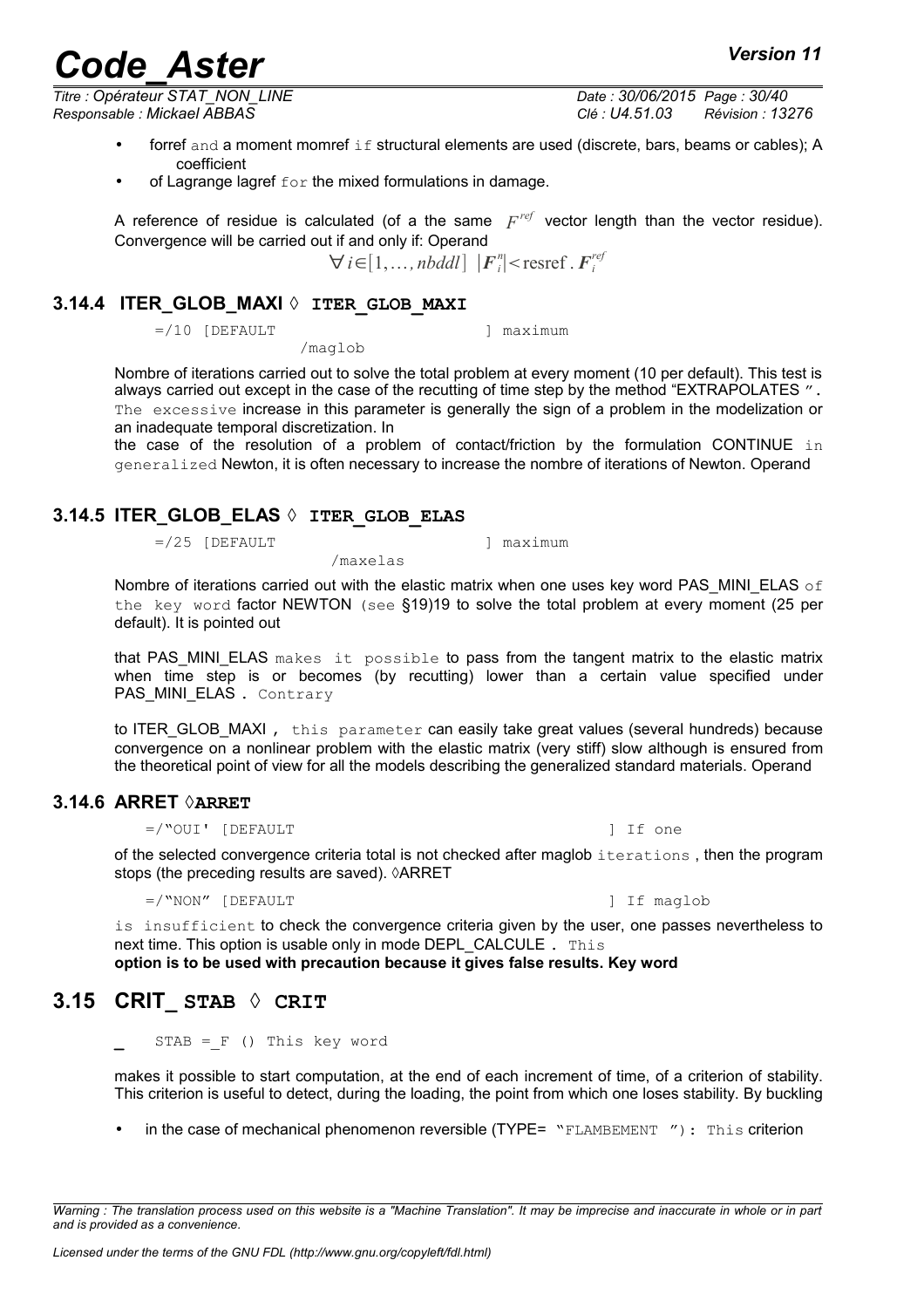- forref and a moment momref if structural elements are used (discrete, bars, beams or cables); A coefficient
- of Lagrange lagref for the mixed formulations in damage.

A reference of residue is calculated (of a the same $F^{ref}$ vector length than the vector residue). Convergence will be carried out if and only if: Operand

$$\forall i \in [1,\ldots,nbddl] \ \ |F_i^n| < \text{resref} \,.\, F_i^{ref}$$

### 3.14.4 ITER_GLOB_MAXI ◊ ITER_GLOB_MAXI

```
=/10 [DEFAULT                          ] maximum
                 /maglob
```

Nombre of iterations carried out to solve the total problem at every moment (10 per default). This test is always carried out except in the case of the recutting of time step by the method "EXTRAPOLATES ". The excessive increase in this parameter is generally the sign of a problem in the modelization or an inadequate temporal discretization. In the case of the resolution of a problem of contact/friction by the formulation CONTINUE in generalized Newton, it is often necessary to increase the nombre of iterations of Newton. Operand

### 3.14.5 ITER_GLOB_ELAS ◊ ITER_GLOB_ELAS

```
=/25 [DEFAULT                          ] maximum
                 /maxelas
```

Nombre of iterations carried out with the elastic matrix when one uses key word PAS_MINI_ELAS of the key word factor NEWTON (see §19)19 to solve the total problem at every moment (25 per default). It is pointed out

that PAS_MINI_ELAS makes it possible to pass from the tangent matrix to the elastic matrix when time step is or becomes (by recutting) lower than a certain value specified under PAS_MINI_ELAS . Contrary

to ITER_GLOB_MAXI , this parameter can easily take great values (several hundreds) because convergence on a nonlinear problem with the elastic matrix (very stiff) slow although is ensured from the theoretical point of view for all the models describing the generalized standard materials. Operand

### 3.14.6 ARRET ◊ARRET

```
=/"OUI' [DEFAULT                                              ] If one
```

of the selected convergence criteria total is not checked after maglob iterations , then the program stops (the preceding results are saved). ◊ARRET

```
=/"NON" [DEFAULT                                              ] If maglob
```

is insufficient to check the convergence criteria given by the user, one passes nevertheless to next time. This option is usable only in mode DEPL_CALCULE . This **option is to be used with precaution because it gives false results. Key word**

## 3.15 CRIT_ STAB ◊ CRIT

```
_   STAB =_F () This key word
```

makes it possible to start computation, at the end of each increment of time, of a criterion of stability. This criterion is useful to detect, during the loading, the point from which one loses stability. By buckling

- in the case of mechanical phenomenon reversible (TYPE= "FLAMBEMENT "): This criterion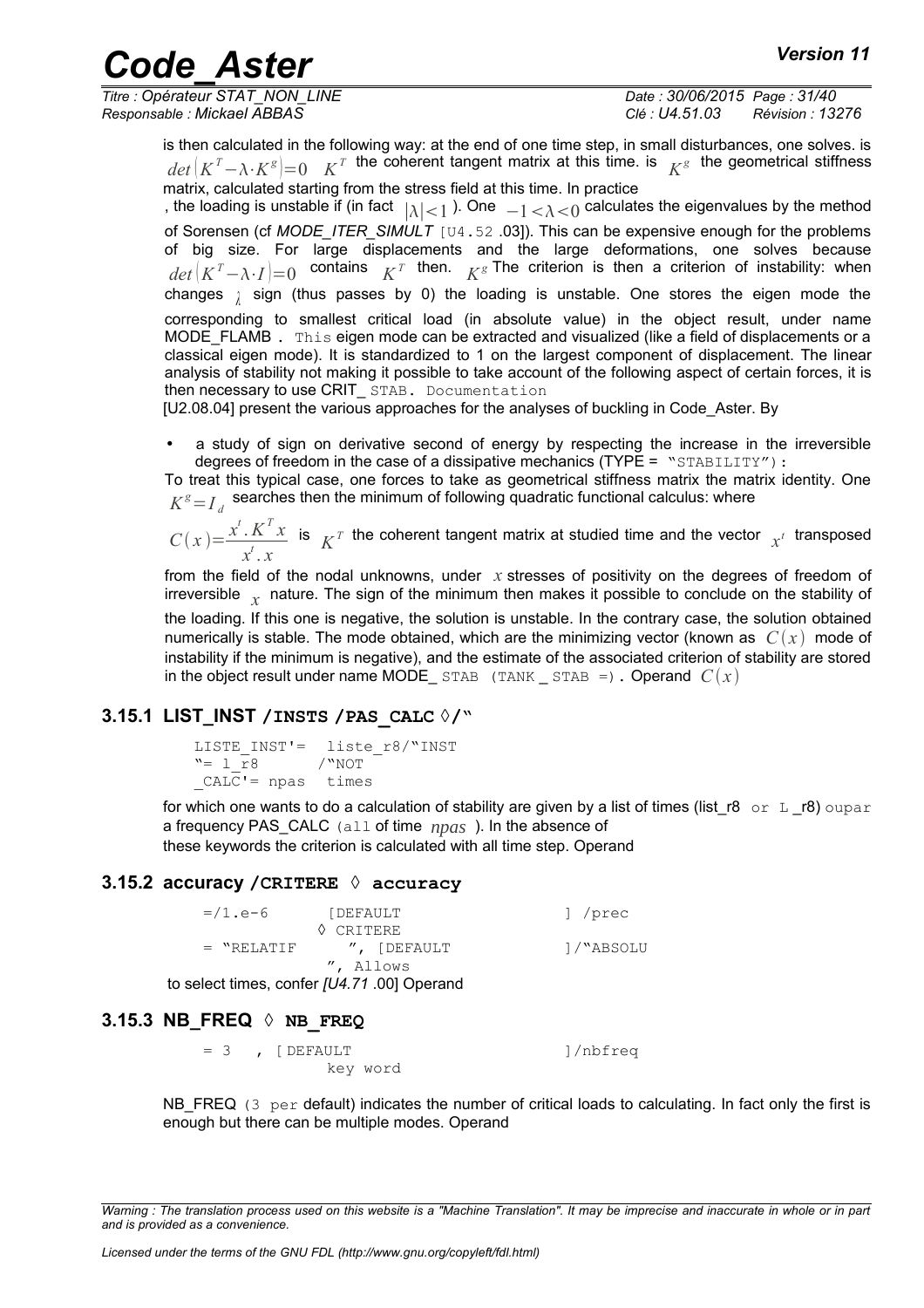is then calculated in the following way: at the end of one time step, in small disturbances, one solves. is $det(K^T - \lambda \cdot K^g) = 0$ $K^T$ the coherent tangent matrix at this time. is $K^g$ the geometrical stiffness matrix, calculated starting from the stress field at this time. In practice

, the loading is unstable if (in fact $|\lambda| < 1$ ). One $-1 < \lambda < 0$ calculates the eigenvalues by the method of Sorensen (cf *MODE_ITER_SIMULT* [U4.52 .03]). This can be expensive enough for the problems of big size. For large displacements and the large deformations, one solves because $det(K^T - \lambda \cdot I) = 0$ contains $K^T$ then. $K^g$ The criterion is then a criterion of instability: when changes $\lambda$ sign (thus passes by 0) the loading is unstable. One stores the eigen mode the corresponding to smallest critical load (in absolute value) in the object result, under name MODE_FLAMB . This eigen mode can be extracted and visualized (like a field of displacements or a classical eigen mode). It is standardized to 1 on the largest component of displacement. The linear analysis of stability not making it possible to take account of the following aspect of certain forces, it is then necessary to use CRIT_ STAB. Documentation

[U2.08.04] present the various approaches for the analyses of buckling in Code_Aster. By

- a study of sign on derivative second of energy by respecting the increase in the irreversible degrees of freedom in the case of a dissipative mechanics (TYPE = "STABILITY"):

To treat this typical case, one forces to take as geometrical stiffness matrix the matrix identity. One $K^g = I_d$ searches then the minimum of following quadratic functional calculus: where

$C(x) = \dfrac{x^t . K^T x}{x^t . x}$ is $K^T$ the coherent tangent matrix at studied time and the vector $x^t$ transposed from the field of the nodal unknowns, under $x$ stresses of positivity on the degrees of freedom of irreversible $x$ nature. The sign of the minimum then makes it possible to conclude on the stability of the loading. If this one is negative, the solution is unstable. In the contrary case, the solution obtained numerically is stable. The mode obtained, which are the minimizing vector (known as $C(x)$ mode of instability if the minimum is negative), and the estimate of the associated criterion of stability are stored in the object result under name MODE_ STAB (TANK _ STAB =). Operand $C(x)$

### 3.15.1 LIST_INST /INSTS /PAS_CALC ◊/"

```
LISTE_INST'=  liste_r8/"INST
"= l_r8       /"NOT
_CALC'= npas  times
```

for which one wants to do a calculation of stability are given by a list of times (list_r8 or L _r8) oupar a frequency PAS_CALC (all of time $npas$ ). In the absence of these keywords the criterion is calculated with all time step. Operand

### 3.15.2 accuracy /CRITERE ◊ accuracy

```
=/1.e-6        [DEFAULT                ] /prec
             ◊ CRITERE
= "RELATIF        ", [DEFAULT          ]/"ABSOLU
                ", Allows
```

to select times, confer *[U4.71* .00] Operand

### 3.15.3 NB_FREQ ◊ NB_FREQ

```
= 3   , [ DEFAULT                     ]/nbfreq
            key word
```

NB_FREQ (3 per default) indicates the number of critical loads to calculating. In fact only the first is enough but there can be multiple modes. Operand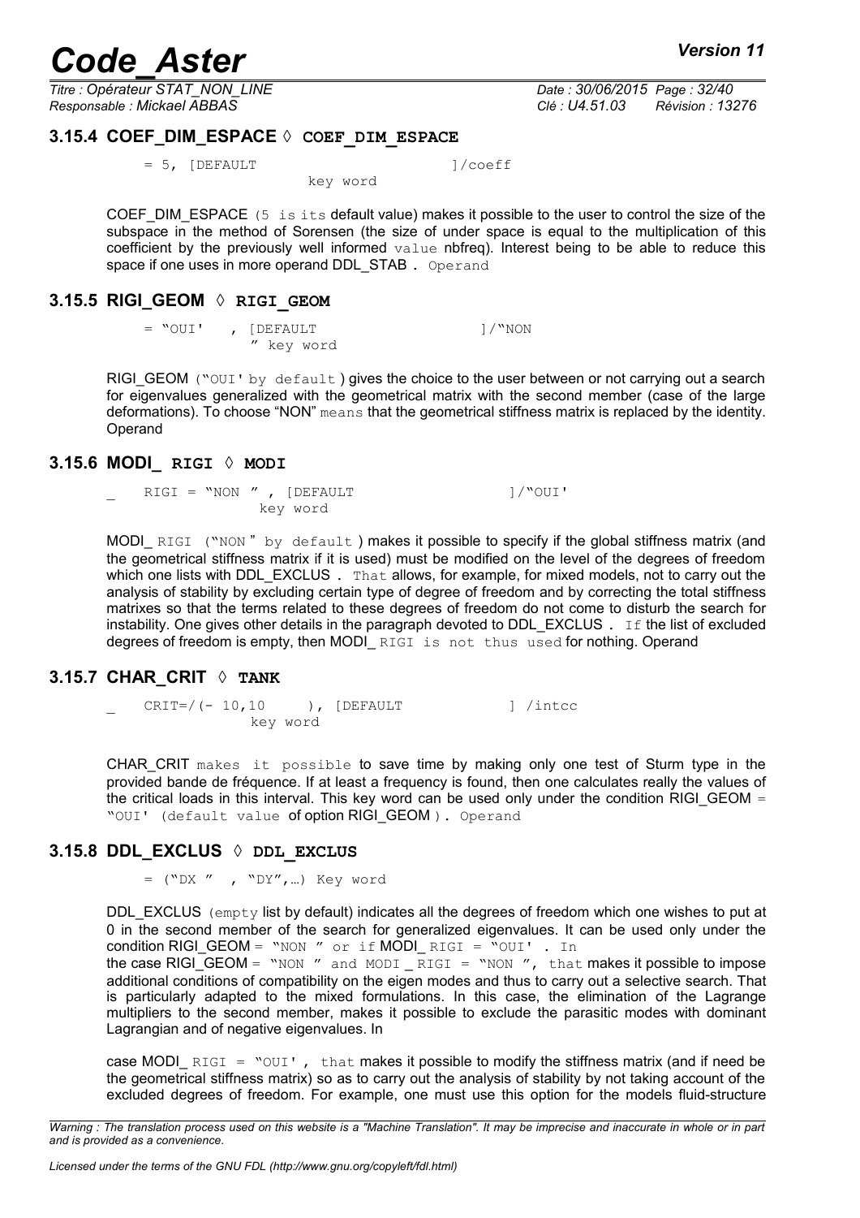### 3.15.4 COEF_DIM_ESPACE ◊ COEF_DIM_ESPACE

```
= 5, [DEFAULT                    ]/coeff
                    key word
```

COEF_DIM_ESPACE (5 is its default value) makes it possible to the user to control the size of the subspace in the method of Sorensen (the size of under space is equal to the multiplication of this coefficient by the previously well informed value nbfreq). Interest being to be able to reduce this space if one uses in more operand DDL_STAB . Operand

### 3.15.5 RIGI_GEOM ◊ RIGI_GEOM

```
= "OUI'   , [DEFAULT                ]/"NON
             " key word
```

RIGI_GEOM ("OUI' by default ) gives the choice to the user between or not carrying out a search for eigenvalues generalized with the geometrical matrix with the second member (case of the large deformations). To choose "NON" means that the geometrical stiffness matrix is replaced by the identity. Operand

### 3.15.6 MODI_ RIGI ◊ MODI

```
_    RIGI = "NON " , [DEFAULT                ]/"OUI'
                key word
```

MODI_ RIGI ("NON " by default ) makes it possible to specify if the global stiffness matrix (and the geometrical stiffness matrix if it is used) must be modified on the level of the degrees of freedom which one lists with DDL_EXCLUS . That allows, for example, for mixed models, not to carry out the analysis of stability by excluding certain type of degree of freedom and by correcting the total stiffness matrixes so that the terms related to these degrees of freedom do not come to disturb the search for instability. One gives other details in the paragraph devoted to DDL_EXCLUS . If the list of excluded degrees of freedom is empty, then MODI_ RIGI is not thus used for nothing. Operand

### 3.15.7 CHAR_CRIT ◊ TANK

```
_    CRIT=/(- 10,10     ), [DEFAULT              ] /intcc
               key word
```

CHAR_CRIT makes it possible to save time by making only one test of Sturm type in the provided bande de fréquence. If at least a frequency is found, then one calculates really the values of the critical loads in this interval. This key word can be used only under the condition RIGI_GEOM = "OUI' (default value of option RIGI_GEOM ). Operand

### 3.15.8 DDL_EXCLUS ◊ DDL_EXCLUS

```
= ("DX "  , "DY",…) Key word
```

DDL_EXCLUS (empty list by default) indicates all the degrees of freedom which one wishes to put at 0 in the second member of the search for generalized eigenvalues. It can be used only under the condition RIGI_GEOM = "NON " or if MODI_ RIGI = "OUI' . In the case RIGI_GEOM = "NON " and MODI _ RIGI = "NON ", that makes it possible to impose additional conditions of compatibility on the eigen modes and thus to carry out a selective search. That is particularly adapted to the mixed formulations. In this case, the elimination of the Lagrange multipliers to the second member, makes it possible to exclude the parasitic modes with dominant Lagrangian and of negative eigenvalues. In

case MODI_ RIGI = "OUI' , that makes it possible to modify the stiffness matrix (and if need be the geometrical stiffness matrix) so as to carry out the analysis of stability by not taking account of the excluded degrees of freedom. For example, one must use this option for the models fluid-structure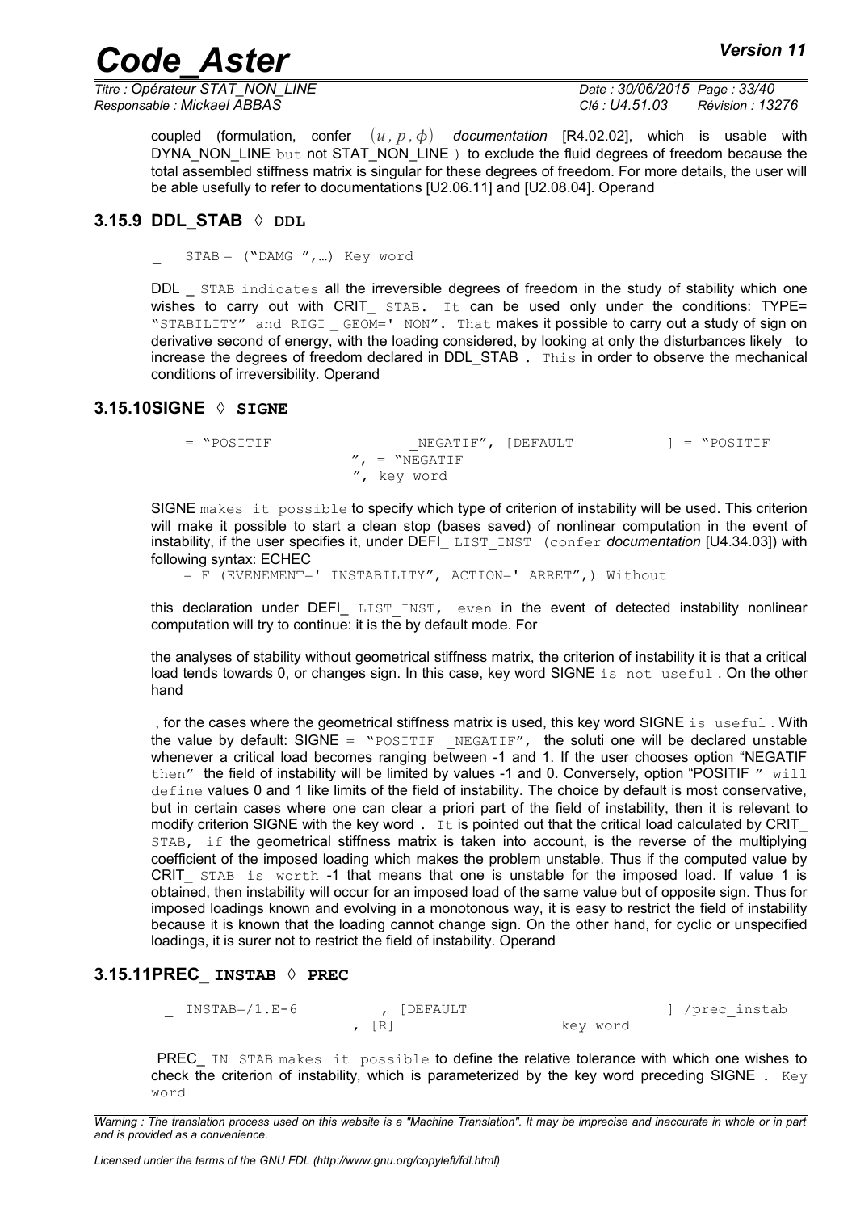coupled (formulation, confer $(u, p, \phi)$ *documentation* [R4.02.02], which is usable with DYNA_NON_LINE but not STAT_NON_LINE ) to exclude the fluid degrees of freedom because the total assembled stiffness matrix is singular for these degrees of freedom. For more details, the user will be able usefully to refer to documentations [U2.06.11] and [U2.08.04]. Operand

### 3.15.9 DDL_STAB ◊ DDL

```
_   STAB = ("DAMG ",…) Key word
```

DDL _ STAB indicates all the irreversible degrees of freedom in the study of stability which one wishes to carry out with CRIT_ STAB. It can be used only under the conditions: TYPE= "STABILITY" and RIGI _ GEOM=' NON". That makes it possible to carry out a study of sign on derivative second of energy, with the loading considered, by looking at only the disturbances likely to increase the degrees of freedom declared in DDL_STAB . This in order to observe the mechanical conditions of irreversibility. Operand

### 3.15.10 SIGNE ◊ SIGNE

```
= "POSITIF                _NEGATIF", [DEFAULT           ] = "POSITIF
                     ", = "NEGATIF
                     ", key word
```

SIGNE makes it possible to specify which type of criterion of instability will be used. This criterion will make it possible to start a clean stop (bases saved) of nonlinear computation in the event of instability, if the user specifies it, under DEFI_ LIST_INST (confer *documentation* [U4.34.03]) with following syntax: ECHEC

```
=_F (EVENEMENT=' INSTABILITY", ACTION=' ARRET",) Without
```

this declaration under DEFI_ LIST_INST, even in the event of detected instability nonlinear computation will try to continue: it is the by default mode. For

the analyses of stability without geometrical stiffness matrix, the criterion of instability it is that a critical load tends towards 0, or changes sign. In this case, key word SIGNE is not useful . On the other hand

, for the cases where the geometrical stiffness matrix is used, this key word SIGNE is useful . With the value by default: SIGNE = "POSITIF _NEGATIF", the soluti one will be declared unstable whenever a critical load becomes ranging between -1 and 1. If the user chooses option "NEGATIF then" the field of instability will be limited by values -1 and 0. Conversely, option "POSITIF " will define values 0 and 1 like limits of the field of instability. The choice by default is most conservative, but in certain cases where one can clear a priori part of the field of instability, then it is relevant to modify criterion SIGNE with the key word . It is pointed out that the critical load calculated by CRIT_ STAB, if the geometrical stiffness matrix is taken into account, is the reverse of the multiplying coefficient of the imposed loading which makes the problem unstable. Thus if the computed value by CRIT_ STAB is worth -1 that means that one is unstable for the imposed load. If value 1 is obtained, then instability will occur for an imposed load of the same value but of opposite sign. Thus for imposed loadings known and evolving in a monotonous way, it is easy to restrict the field of instability because it is known that the loading cannot change sign. On the other hand, for cyclic or unspecified loadings, it is surer not to restrict the field of instability. Operand

### 3.15.11 PREC_ INSTAB ◊ PREC

```
_  INSTAB=/1.E-6          , [DEFAULT                          ] /prec_instab
                        , [R]                    key word
```

PREC_ IN STAB makes it possible to define the relative tolerance with which one wishes to check the criterion of instability, which is parameterized by the key word preceding SIGNE . Key word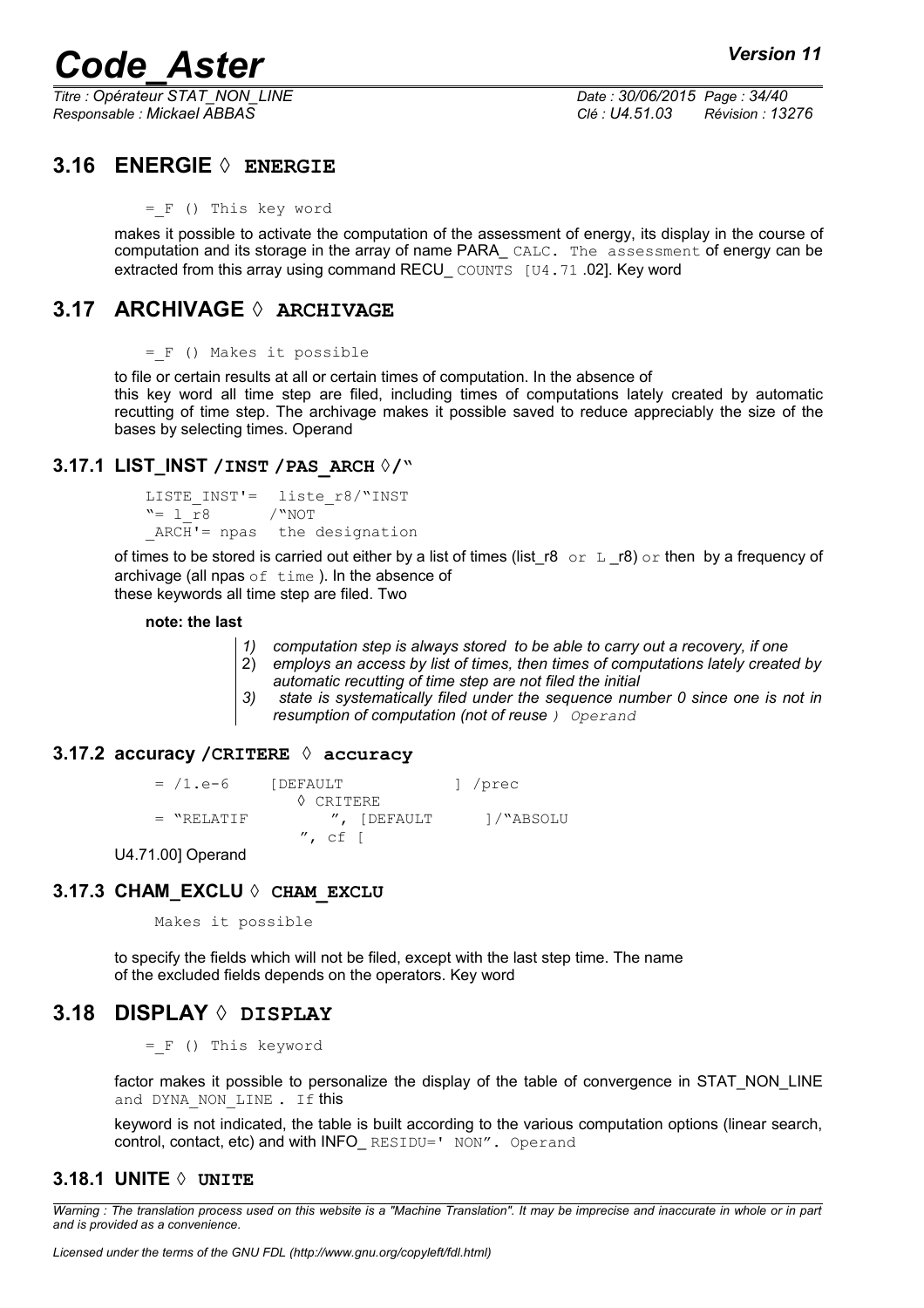## 3.16 ENERGIE ◊ ENERGIE

= _F () This key word

makes it possible to activate the computation of the assessment of energy, its display in the course of computation and its storage in the array of name PARA_ CALC. The assessment of energy can be extracted from this array using command RECU_ COUNTS [U4.71 .02]. Key word

## 3.17 ARCHIVAGE ◊ ARCHIVAGE

= _F () Makes it possible

to file or certain results at all or certain times of computation. In the absence of
this key word all time step are filed, including times of computations lately created by automatic recutting of time step. The archivage makes it possible saved to reduce appreciably the size of the bases by selecting times. Operand

### 3.17.1 LIST_INST /INST /PAS_ARCH ◊/"

```
LISTE_INST'=  liste_r8/"INST
"= l_r8      /"NOT
_ARCH'= npas  the designation
```

of times to be stored is carried out either by a list of times (list_r8 or L _r8) or then by a frequency of archivage (all npas of time ). In the absence of
these keywords all time step are filed. Two

**note: the last**

> *1) computation step is always stored to be able to carry out a recovery, if one*
> 2) *employs an access by list of times, then times of computations lately created by automatic recutting of time step are not filed the initial*
> *3) state is systematically filed under the sequence number 0 since one is not in resumption of computation (not of reuse ) Operand*

### 3.17.2 accuracy /CRITERE ◊ accuracy

```
= /1.e-6     [DEFAULT           ] /prec
           ◊ CRITERE
= "RELATIF          ", [DEFAULT      ]/"ABSOLU
                  ", cf [
```

U4.71.00] Operand

### 3.17.3 CHAM_EXCLU ◊ CHAM_EXCLU

Makes it possible

to specify the fields which will not be filed, except with the last step time. The name
of the excluded fields depends on the operators. Key word

## 3.18 DISPLAY ◊ DISPLAY

= _F () This keyword

factor makes it possible to personalize the display of the table of convergence in STAT_NON_LINE and DYNA_NON_LINE . If this

keyword is not indicated, the table is built according to the various computation options (linear search, control, contact, etc) and with INFO_ RESIDU=' NON". Operand

### 3.18.1 UNITE ◊ UNITE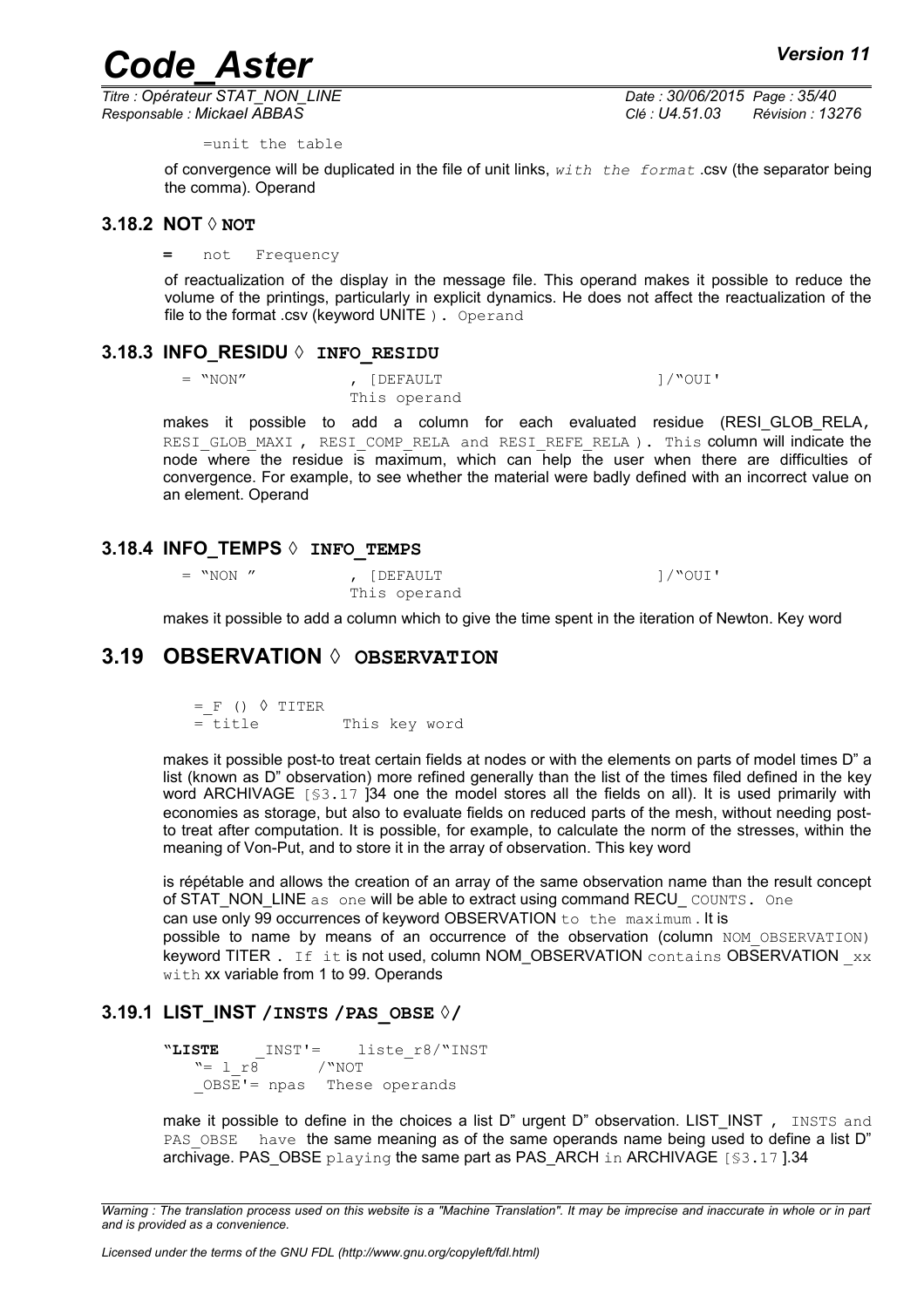=unit the table

of convergence will be duplicated in the file of unit links, *with the format* .csv (the separator being the comma). Operand

### 3.18.2 NOT ◊ NOT

= not Frequency

of reactualization of the display in the message file. This operand makes it possible to reduce the volume of the printings, particularly in explicit dynamics. He does not affect the reactualization of the file to the format .csv (keyword UNITE ). Operand

### 3.18.3 INFO_RESIDU ◊ INFO_RESIDU

```
= "NON"          , [DEFAULT                    ]/"OUI'
                 This operand
```

makes it possible to add a column for each evaluated residue (RESI_GLOB_RELA, RESI_GLOB_MAXI , RESI_COMP_RELA and RESI_REFE_RELA ). This column will indicate the node where the residue is maximum, which can help the user when there are difficulties of convergence. For example, to see whether the material were badly defined with an incorrect value on an element. Operand

### 3.18.4 INFO_TEMPS ◊ INFO_TEMPS

```
= "NON "         , [DEFAULT                    ]/"OUI'
                 This operand
```

makes it possible to add a column which to give the time spent in the iteration of Newton. Key word

## 3.19 OBSERVATION ◊ OBSERVATION

```
=_F () ◊ TITER
= title         This key word
```

makes it possible post-to treat certain fields at nodes or with the elements on parts of model times D" a list (known as D" observation) more refined generally than the list of the times filed defined in the key word ARCHIVAGE [§3.17 ]34 one the model stores all the fields on all). It is used primarily with economies as storage, but also to evaluate fields on reduced parts of the mesh, without needing post-to treat after computation. It is possible, for example, to calculate the norm of the stresses, within the meaning of Von-Put, and to store it in the array of observation. This key word

is répétable and allows the creation of an array of the same observation name than the result concept of STAT_NON_LINE as one will be able to extract using command RECU_ COUNTS. One can use only 99 occurrences of keyword OBSERVATION to the maximum . It is possible to name by means of an occurrence of the observation (column NOM_OBSERVATION) keyword TITER . If it is not used, column NOM_OBSERVATION contains OBSERVATION _xx with xx variable from 1 to 99. Operands

### 3.19.1 LIST_INST /INSTS /PAS_OBSE ◊/

```
"LISTE    _INST'=    liste_r8/"INST
   "= l_r8       /"NOT
   _OBSE'= npas  These operands
```

make it possible to define in the choices a list D" urgent D" observation. LIST_INST , INSTS and PAS_OBSE have the same meaning as of the same operands name being used to define a list D" archivage. PAS_OBSE playing the same part as PAS_ARCH in ARCHIVAGE [§3.17 ].34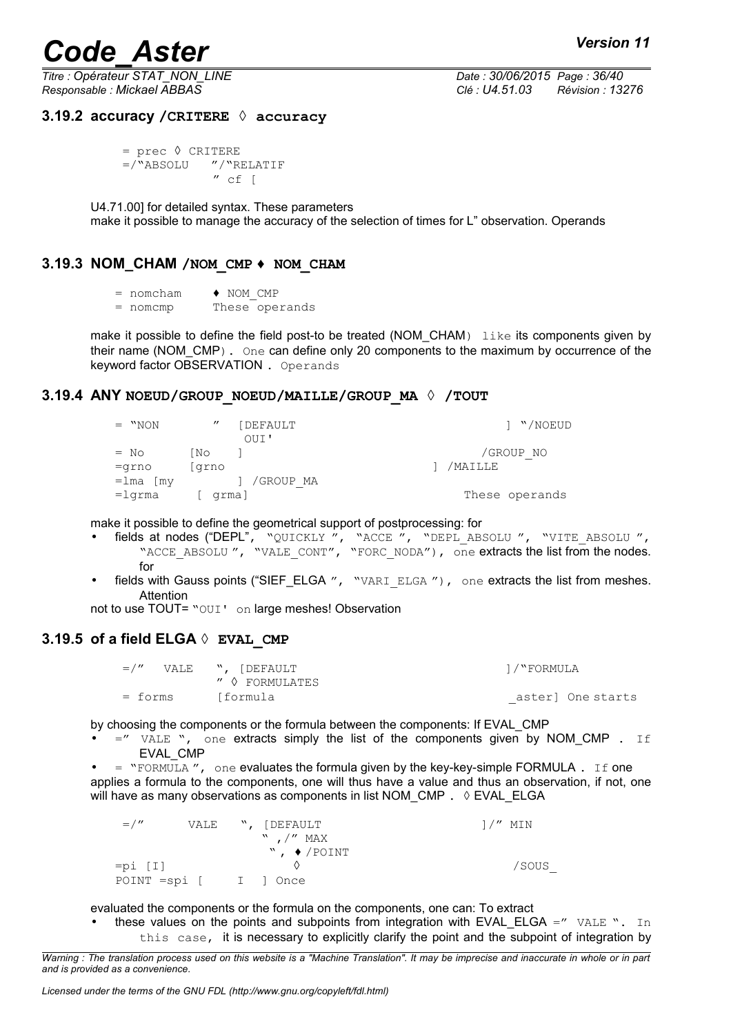### 3.19.2 accuracy /CRITERE ◊ accuracy

```
= prec ◊ CRITERE
=/"ABSOLU   "/"RELATIF
             " cf [
```

U4.71.00] for detailed syntax. These parameters
make it possible to manage the accuracy of the selection of times for L" observation. Operands

### 3.19.3 NOM_CHAM /NOM_CMP ♦ NOM_CHAM

```
= nomcham    ♦ NOM_CMP
= nomcmp     These operands
```

make it possible to define the field post-to be treated (NOM_CHAM) like its components given by their name (NOM_CMP). One can define only 20 components to the maximum by occurrence of the keyword factor OBSERVATION . Operands

### 3.19.4 ANY NOEUD/GROUP_NOEUD/MAILLE/GROUP_MA ◊ /TOUT

```
= "NON       "  [DEFAULT                              ] "/NOEUD
                 OUI'
= No      [No    ]                                 /GROUP_NO
=grno     [grno                              ] /MAILLE
=lma [my         ] /GROUP_MA
=lgrma     [ grma]                              These operands
```

make it possible to define the geometrical support of postprocessing: for

- fields at nodes ("DEPL", "QUICKLY ", "ACCE ", "DEPL_ABSOLU ", "VITE_ABSOLU ", "ACCE_ABSOLU ", "VALE_CONT", "FORC_NODA"), one extracts the list from the nodes. for
- fields with Gauss points ("SIEF_ELGA ", "VARI_ELGA "), one extracts the list from meshes. Attention

not to use TOUT= "OUI' on large meshes! Observation

### 3.19.5 of a field ELGA ◊ EVAL_CMP

```
=/"   VALE   ", [DEFAULT                              ]/"FORMULA
              " ◊ FORMULATES
= forms      [formula                                 _aster] One starts
```

by choosing the components or the formula between the components: If EVAL_CMP

- =" VALE ", one extracts simply the list of the components given by NOM_CMP . If EVAL_CMP
- = "FORMULA ", one evaluates the formula given by the key-key-simple FORMULA . If one

applies a formula to the components, one will thus have a value and thus an observation, if not, one will have as many observations as components in list NOM_CMP . ◊ EVAL_ELGA

```
=/"       VALE    ", [DEFAULT                        ]/" MIN
                    " ,/" MAX
                     " , ♦ /POINT
=pi [I]                ◊                               /SOUS_
POINT =spi [     I   ] Once
```

evaluated the components or the formula on the components, one can: To extract

- these values on the points and subpoints from integration with EVAL_ELGA =" VALE ". In this case, it is necessary to explicitly clarify the point and the subpoint of integration by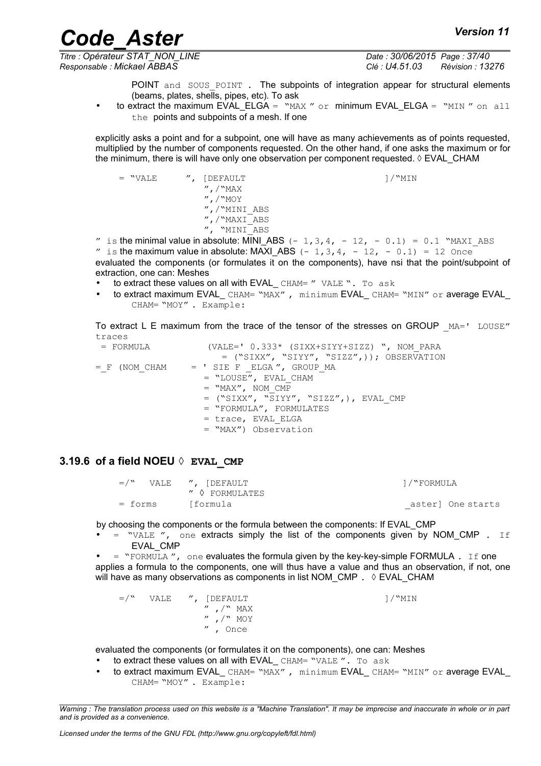POINT and SOUS_POINT . The subpoints of integration appear for structural elements (beams, plates, shells, pipes, etc). To ask

- to extract the maximum EVAL_ELGA = "MAX " or minimum EVAL_ELGA = "MIN " on all the points and subpoints of a mesh. If one

explicitly asks a point and for a subpoint, one will have as many achievements as of points requested, multiplied by the number of components requested. On the other hand, if one asks the maximum or for the minimum, there is will have only one observation per component requested. ◊ EVAL_CHAM

```
= "VALE      ", [DEFAULT                          ]/"MIN
                 ",/"MAX
                 ",/"MOY
                 ",/"MINI_ABS
                 ",/"MAXI_ABS
                 ", "MINI_ABS
```

" is the minimal value in absolute: MINI_ABS (- 1,3,4, - 12, - 0.1) = 0.1 "MAXI_ABS " is the maximum value in absolute: MAXI_ABS (- 1,3,4, - 12, - 0.1) = 12 Once evaluated the components (or formulates it on the components), have nsi that the point/subpoint of extraction, one can: Meshes

- to extract these values on all with EVAL_ CHAM= " VALE ". To ask
- to extract maximum EVAL_ CHAM= "MAX" , minimum EVAL_ CHAM= "MIN" or average EVAL_ CHAM= "MOY" . Example:

To extract L E maximum from the trace of the tensor of the stresses on GROUP _MA=' LOUSE" traces

```
 = FORMULA           (VALE=' 0.333* (SIXX+SIYY+SIZZ) ", NOM_PARA
                        = ("SIXX", "SIYY", "SIZZ",)); OBSERVATION
=_F (NOM_CHAM     = ' SIE F _ELGA ", GROUP_MA
                  = "LOUSE", EVAL_CHAM
                  = "MAX", NOM_CMP
                  = ("SIXX", "SIYY", "SIZZ",), EVAL_CMP
                  = "FORMULA", FORMULATES
                  = trace, EVAL_ELGA
                  = "MAX") Observation
```

### 3.19.6 of a field NOEU ◊ EVAL_CMP

```
=/"  VALE   ", [DEFAULT                              ]/"FORMULA
            " ◊ FORMULATES
= forms     [formula                                  _aster] One starts
```

by choosing the components or the formula between the components: If EVAL_CMP

- = "VALE ", one extracts simply the list of the components given by NOM_CMP . If EVAL_CMP
- = "FORMULA ", one evaluates the formula given by the key-key-simple FORMULA . If one applies a formula to the components, one will thus have a value and thus an observation, if not, one will have as many observations as components in list NOM_CMP . ◊ EVAL_CHAM

```
=/"  VALE   ", [DEFAULT                          ]/"MIN
                " ,/" MAX
                " ,/" MOY
                " , Once
```

evaluated the components (or formulates it on the components), one can: Meshes

- to extract these values on all with EVAL_ CHAM= "VALE ". To ask
- to extract maximum EVAL_ CHAM= "MAX" , minimum EVAL_ CHAM= "MIN" or average EVAL_ CHAM= "MOY" . Example: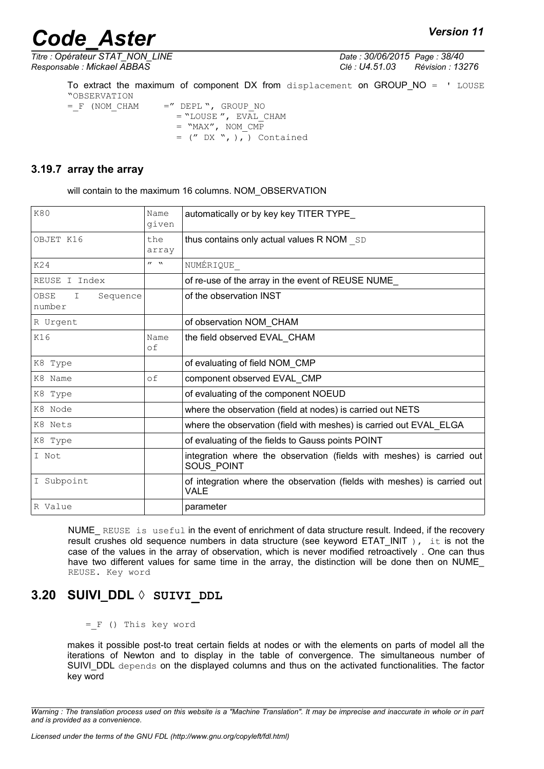To extract the maximum of component DX from displacement on GROUP_NO = ' LOUSE "OBSERVATION

```
=_F (NOM_CHAM      =" DEPL ", GROUP_NO
                    = "LOUSE ", EVAL_CHAM
                    = "MAX", NOM_CMP
                    = (" DX ", ), ) Contained
```

### 3.19.7 array the array

will contain to the maximum 16 columns. NOM_OBSERVATION

| | | |
|---|---|---|
| K80 | Name given | automatically or by key key TITER TYPE_ |
| OBJET K16 | the array | thus contains only actual values R NOM _SD |
| K24 | " " | NUMÉRIQUE_ |
| REUSE I Index | | of re-use of the array in the event of REUSE NUME_ |
| OBSE I Sequence number | | of the observation INST |
| R Urgent | | of observation NOM_CHAM |
| K16 | Name of | the field observed EVAL_CHAM |
| K8 Type | | of evaluating of field NOM_CMP |
| K8 Name | of | component observed EVAL_CMP |
| K8 Type | | of evaluating of the component NOEUD |
| K8 Node | | where the observation (field at nodes) is carried out NETS |
| K8 Nets | | where the observation (field with meshes) is carried out EVAL_ELGA |
| K8 Type | | of evaluating of the fields to Gauss points POINT |
| I Not | | integration where the observation (fields with meshes) is carried out SOUS_POINT |
| I Subpoint | | of integration where the observation (fields with meshes) is carried out VALE |
| R Value | | parameter |

NUME_ REUSE is useful in the event of enrichment of data structure result. Indeed, if the recovery result crushes old sequence numbers in data structure (see keyword ETAT_INIT ), it is not the case of the values in the array of observation, which is never modified retroactively . One can thus have two different values for same time in the array, the distinction will be done then on NUME_ REUSE. Key word

## 3.20 SUIVI_DDL ◊ SUIVI_DDL

=_F () This key word

makes it possible post-to treat certain fields at nodes or with the elements on parts of model all the iterations of Newton and to display in the table of convergence. The simultaneous number of SUIVI_DDL depends on the displayed columns and thus on the activated functionalities. The factor key word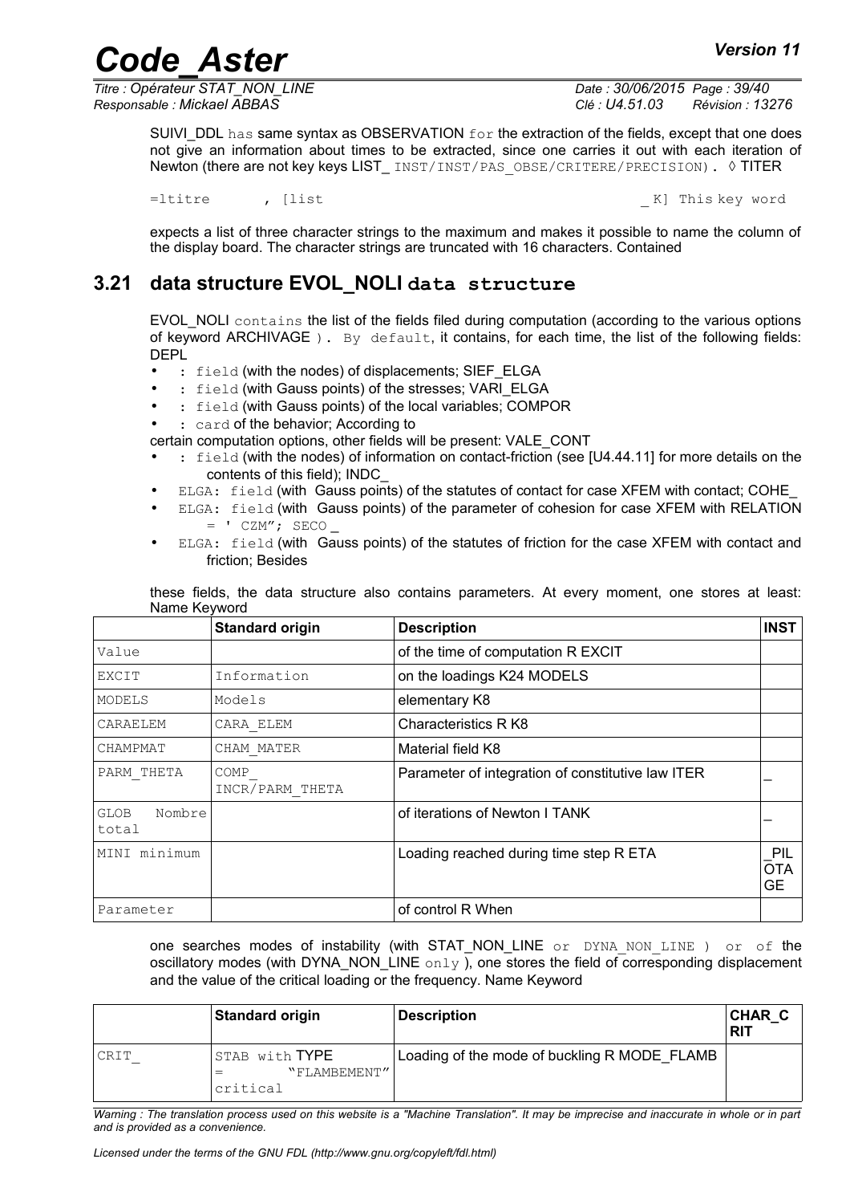SUIVI_DDL has same syntax as OBSERVATION for the extraction of the fields, except that one does not give an information about times to be extracted, since one carries it out with each iteration of Newton (there are not key keys LIST_ INST/INST/PAS_OBSE/CRITERE/PRECISION). ◊ TITER

=ltitre , [list _K] This key word

expects a list of three character strings to the maximum and makes it possible to name the column of the display board. The character strings are truncated with 16 characters. Contained

## 3.21 data structure EVOL_NOLI data structure

EVOL_NOLI contains the list of the fields filed during computation (according to the various options of keyword ARCHIVAGE ). By default, it contains, for each time, the list of the following fields: DEPL

- : field (with the nodes) of displacements; SIEF_ELGA
- : field (with Gauss points) of the stresses; VARI_ELGA
- : field (with Gauss points) of the local variables; COMPOR
- : card of the behavior; According to

certain computation options, other fields will be present: VALE_CONT

- : field (with the nodes) of information on contact-friction (see [U4.44.11] for more details on the contents of this field); INDC_
- ELGA: field (with Gauss points) of the statutes of contact for case XFEM with contact; COHE_
- ELGA: field (with Gauss points) of the parameter of cohesion for case XFEM with RELATION = ' CZM"; SECO _
- ELGA: field (with Gauss points) of the statutes of friction for the case XFEM with contact and friction; Besides

these fields, the data structure also contains parameters. At every moment, one stores at least: Name Keyword

| | Standard origin | Description | INST |
|---|---|---|---|
| Value | | of the time of computation R EXCIT | |
| EXCIT | Information | on the loadings K24 MODELS | |
| MODELS | Models | elementary K8 | |
| CARAELEM | CARA_ELEM | Characteristics R K8 | |
| CHAMPMAT | CHAM_MATER | Material field K8 | |
| PARM_THETA | COMP_ INCR/PARM_THETA | Parameter of integration of constitutive law ITER | _ |
| GLOB Nombre total | | of iterations of Newton I TANK | _ |
| MINI minimum | | Loading reached during time step R ETA | _PIL OTA GE |
| Parameter | | of control R When | |

one searches modes of instability (with STAT_NON_LINE or DYNA_NON_LINE ) or of the oscillatory modes (with DYNA_NON_LINE only ), one stores the field of corresponding displacement and the value of the critical loading or the frequency. Name Keyword

| | Standard origin | Description | CHAR_C RIT |
|---|---|---|---|
| CRIT_ | STAB with TYPE = "FLAMBEMENT" critical | Loading of the mode of buckling R MODE_FLAMB | |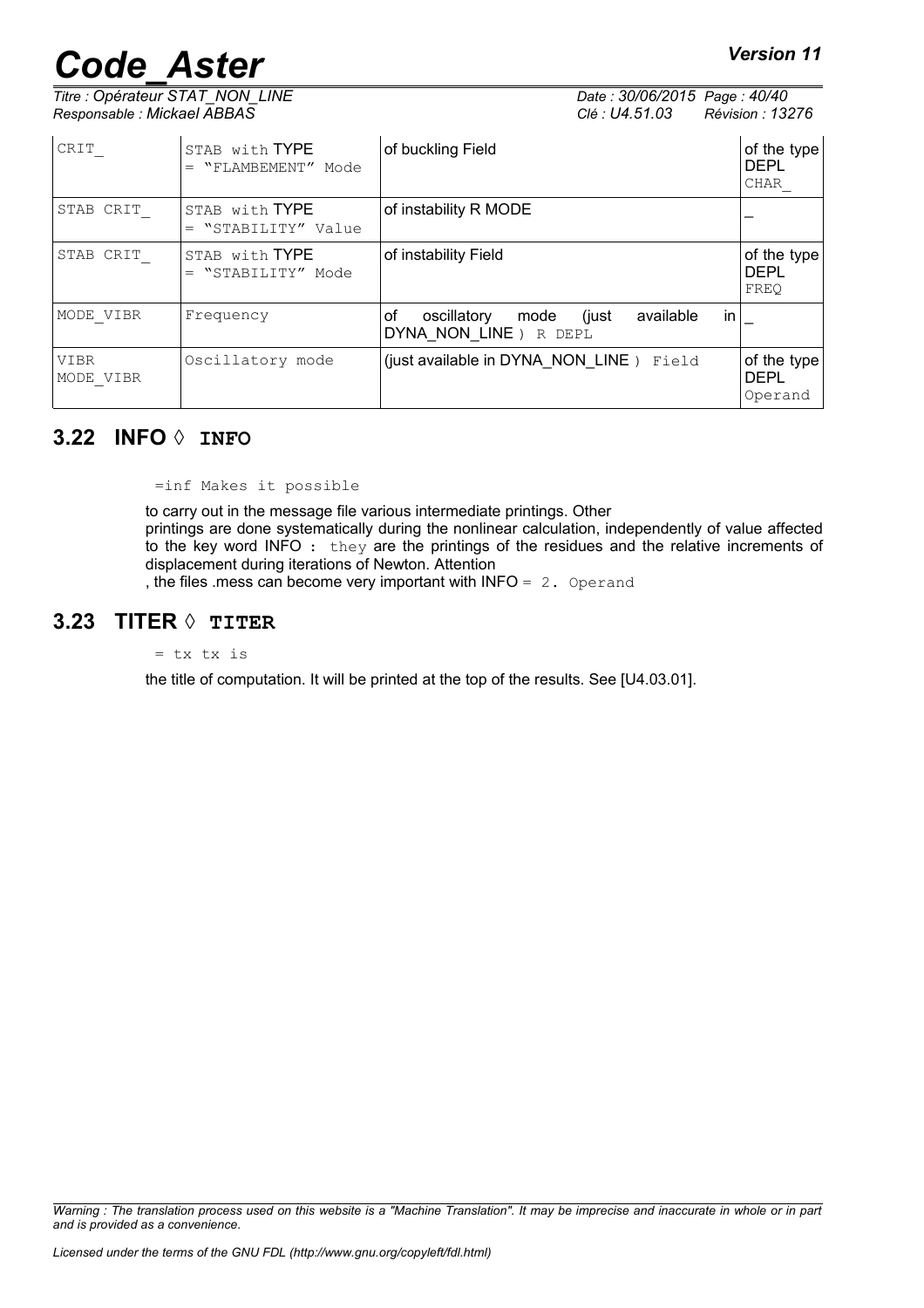| | | | |
|---|---|---|---|
| CRIT_ | STAB with TYPE = "FLAMBEMENT" Mode | of buckling Field | of the type DEPL CHAR_ |
| STAB CRIT_ | STAB with TYPE = "STABILITY" Value | of instability R MODE | _ |
| STAB CRIT_ | STAB with TYPE = "STABILITY" Mode | of instability Field | of the type DEPL FREQ |
| MODE_VIBR | Frequency | of oscillatory mode (just available in DYNA_NON_LINE ) R DEPL | _ |
| VIBR MODE_VIBR | Oscillatory mode | (just available in DYNA_NON_LINE ) Field | of the type DEPL Operand |

## 3.22 INFO ◊ INFO

=inf Makes it possible

to carry out in the message file various intermediate printings. Other printings are done systematically during the nonlinear calculation, independently of value affected to the key word INFO : they are the printings of the residues and the relative increments of displacement during iterations of Newton. Attention

, the files .mess can become very important with INFO = 2. Operand

## 3.23 TITER ◊ TITER

= tx tx is

the title of computation. It will be printed at the top of the results. See [U4.03.01].